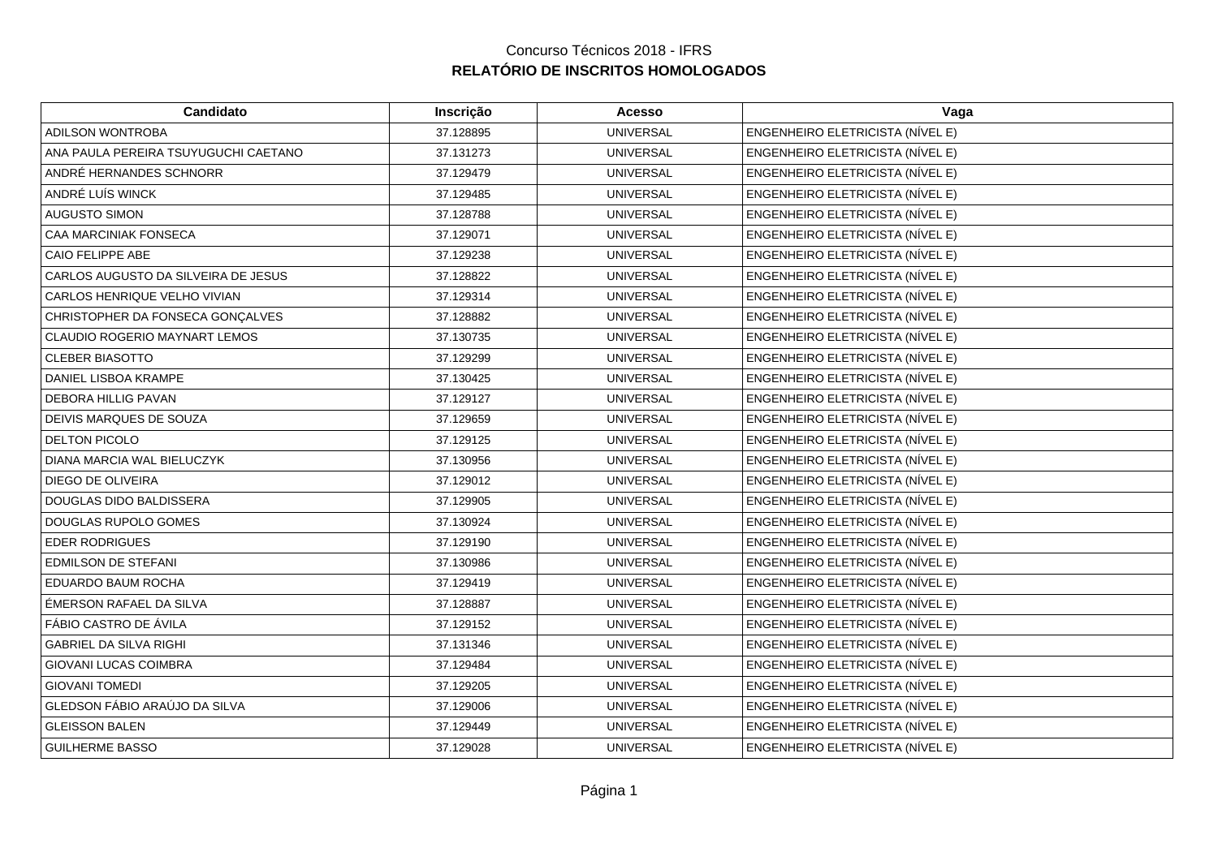Concurso Técnicos 2018 - IFRS

**RELATÓRIO DE INSCRITOS HOMOLOGADOS**

| Candidato | Inscrição | Acesso | Vaga |
|---|---|---|---|
| ADILSON WONTROBA | 37.128895 | UNIVERSAL | ENGENHEIRO ELETRICISTA (NÍVEL E) |
| ANA PAULA PEREIRA TSUYUGUCHI CAETANO | 37.131273 | UNIVERSAL | ENGENHEIRO ELETRICISTA (NÍVEL E) |
| ANDRÉ HERNANDES SCHNORR | 37.129479 | UNIVERSAL | ENGENHEIRO ELETRICISTA (NÍVEL E) |
| ANDRÉ LUÍS WINCK | 37.129485 | UNIVERSAL | ENGENHEIRO ELETRICISTA (NÍVEL E) |
| AUGUSTO SIMON | 37.128788 | UNIVERSAL | ENGENHEIRO ELETRICISTA (NÍVEL E) |
| CAA MARCINIAK FONSECA | 37.129071 | UNIVERSAL | ENGENHEIRO ELETRICISTA (NÍVEL E) |
| CAIO FELIPPE ABE | 37.129238 | UNIVERSAL | ENGENHEIRO ELETRICISTA (NÍVEL E) |
| CARLOS AUGUSTO DA SILVEIRA DE JESUS | 37.128822 | UNIVERSAL | ENGENHEIRO ELETRICISTA (NÍVEL E) |
| CARLOS HENRIQUE VELHO VIVIAN | 37.129314 | UNIVERSAL | ENGENHEIRO ELETRICISTA (NÍVEL E) |
| CHRISTOPHER DA FONSECA GONÇALVES | 37.128882 | UNIVERSAL | ENGENHEIRO ELETRICISTA (NÍVEL E) |
| CLAUDIO ROGERIO MAYNART LEMOS | 37.130735 | UNIVERSAL | ENGENHEIRO ELETRICISTA (NÍVEL E) |
| CLEBER BIASOTTO | 37.129299 | UNIVERSAL | ENGENHEIRO ELETRICISTA (NÍVEL E) |
| DANIEL LISBOA KRAMPE | 37.130425 | UNIVERSAL | ENGENHEIRO ELETRICISTA (NÍVEL E) |
| DEBORA HILLIG PAVAN | 37.129127 | UNIVERSAL | ENGENHEIRO ELETRICISTA (NÍVEL E) |
| DEIVIS MARQUES DE SOUZA | 37.129659 | UNIVERSAL | ENGENHEIRO ELETRICISTA (NÍVEL E) |
| DELTON PICOLO | 37.129125 | UNIVERSAL | ENGENHEIRO ELETRICISTA (NÍVEL E) |
| DIANA MARCIA WAL BIELUCZYK | 37.130956 | UNIVERSAL | ENGENHEIRO ELETRICISTA (NÍVEL E) |
| DIEGO DE OLIVEIRA | 37.129012 | UNIVERSAL | ENGENHEIRO ELETRICISTA (NÍVEL E) |
| DOUGLAS DIDO BALDISSERA | 37.129905 | UNIVERSAL | ENGENHEIRO ELETRICISTA (NÍVEL E) |
| DOUGLAS RUPOLO GOMES | 37.130924 | UNIVERSAL | ENGENHEIRO ELETRICISTA (NÍVEL E) |
| EDER RODRIGUES | 37.129190 | UNIVERSAL | ENGENHEIRO ELETRICISTA (NÍVEL E) |
| EDMILSON DE STEFANI | 37.130986 | UNIVERSAL | ENGENHEIRO ELETRICISTA (NÍVEL E) |
| EDUARDO BAUM ROCHA | 37.129419 | UNIVERSAL | ENGENHEIRO ELETRICISTA (NÍVEL E) |
| ÉMERSON RAFAEL DA SILVA | 37.128887 | UNIVERSAL | ENGENHEIRO ELETRICISTA (NÍVEL E) |
| FÁBIO CASTRO DE ÁVILA | 37.129152 | UNIVERSAL | ENGENHEIRO ELETRICISTA (NÍVEL E) |
| GABRIEL DA SILVA RIGHI | 37.131346 | UNIVERSAL | ENGENHEIRO ELETRICISTA (NÍVEL E) |
| GIOVANI LUCAS COIMBRA | 37.129484 | UNIVERSAL | ENGENHEIRO ELETRICISTA (NÍVEL E) |
| GIOVANI TOMEDI | 37.129205 | UNIVERSAL | ENGENHEIRO ELETRICISTA (NÍVEL E) |
| GLEDSON FÁBIO ARAÚJO DA SILVA | 37.129006 | UNIVERSAL | ENGENHEIRO ELETRICISTA (NÍVEL E) |
| GLEISSON BALEN | 37.129449 | UNIVERSAL | ENGENHEIRO ELETRICISTA (NÍVEL E) |
| GUILHERME BASSO | 37.129028 | UNIVERSAL | ENGENHEIRO ELETRICISTA (NÍVEL E) |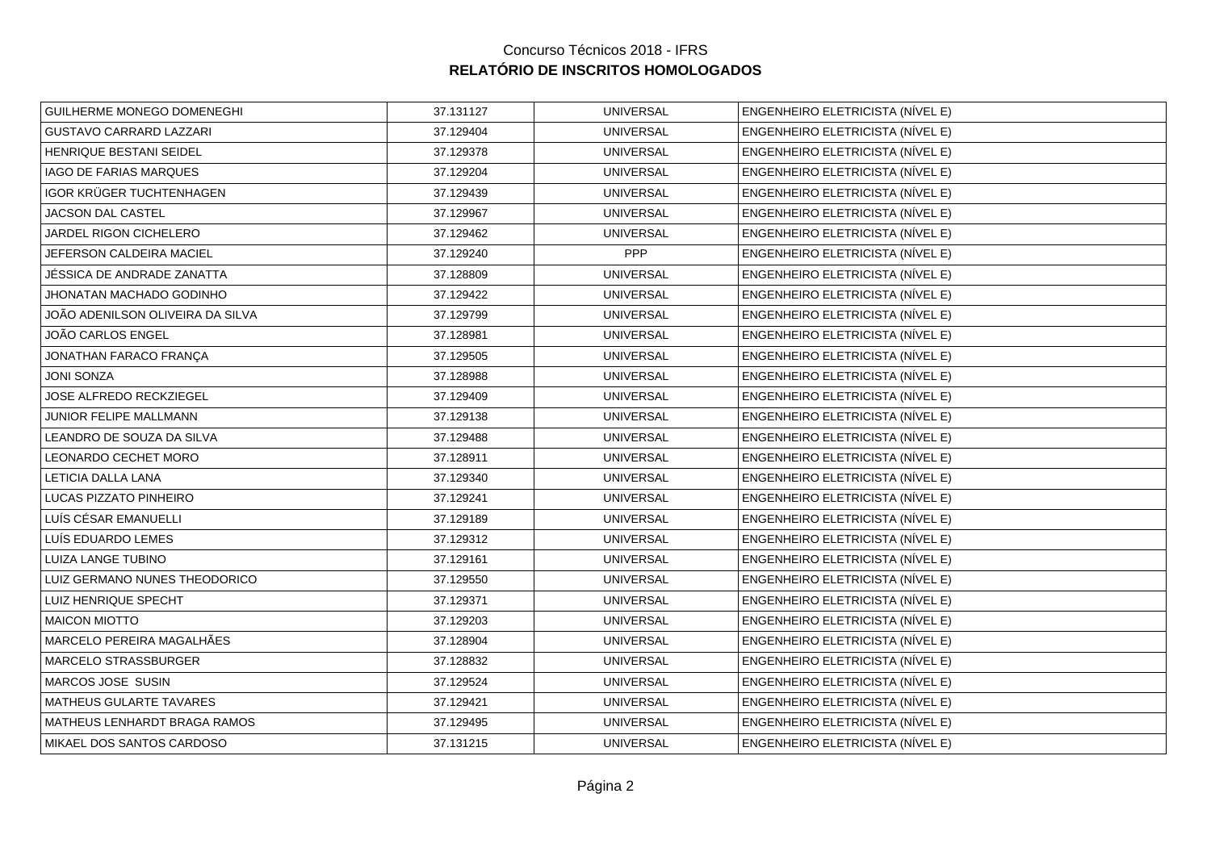Concurso Técnicos 2018 - IFRS

**RELATÓRIO DE INSCRITOS HOMOLOGADOS**

| | | | |
|---|---|---|---|
| GUILHERME MONEGO DOMENEGHI | 37.131127 | UNIVERSAL | ENGENHEIRO ELETRICISTA (NÍVEL E) |
| GUSTAVO CARRARD LAZZARI | 37.129404 | UNIVERSAL | ENGENHEIRO ELETRICISTA (NÍVEL E) |
| HENRIQUE BESTANI SEIDEL | 37.129378 | UNIVERSAL | ENGENHEIRO ELETRICISTA (NÍVEL E) |
| IAGO DE FARIAS MARQUES | 37.129204 | UNIVERSAL | ENGENHEIRO ELETRICISTA (NÍVEL E) |
| IGOR KRÜGER TUCHTENHAGEN | 37.129439 | UNIVERSAL | ENGENHEIRO ELETRICISTA (NÍVEL E) |
| JACSON DAL CASTEL | 37.129967 | UNIVERSAL | ENGENHEIRO ELETRICISTA (NÍVEL E) |
| JARDEL RIGON CICHELERO | 37.129462 | UNIVERSAL | ENGENHEIRO ELETRICISTA (NÍVEL E) |
| JEFERSON CALDEIRA MACIEL | 37.129240 | PPP | ENGENHEIRO ELETRICISTA (NÍVEL E) |
| JÉSSICA DE ANDRADE ZANATTA | 37.128809 | UNIVERSAL | ENGENHEIRO ELETRICISTA (NÍVEL E) |
| JHONATAN MACHADO GODINHO | 37.129422 | UNIVERSAL | ENGENHEIRO ELETRICISTA (NÍVEL E) |
| JOÃO ADENILSON OLIVEIRA DA SILVA | 37.129799 | UNIVERSAL | ENGENHEIRO ELETRICISTA (NÍVEL E) |
| JOÃO CARLOS ENGEL | 37.128981 | UNIVERSAL | ENGENHEIRO ELETRICISTA (NÍVEL E) |
| JONATHAN FARACO FRANÇA | 37.129505 | UNIVERSAL | ENGENHEIRO ELETRICISTA (NÍVEL E) |
| JONI SONZA | 37.128988 | UNIVERSAL | ENGENHEIRO ELETRICISTA (NÍVEL E) |
| JOSE ALFREDO RECKZIEGEL | 37.129409 | UNIVERSAL | ENGENHEIRO ELETRICISTA (NÍVEL E) |
| JUNIOR FELIPE MALLMANN | 37.129138 | UNIVERSAL | ENGENHEIRO ELETRICISTA (NÍVEL E) |
| LEANDRO DE SOUZA DA SILVA | 37.129488 | UNIVERSAL | ENGENHEIRO ELETRICISTA (NÍVEL E) |
| LEONARDO CECHET MORO | 37.128911 | UNIVERSAL | ENGENHEIRO ELETRICISTA (NÍVEL E) |
| LETICIA DALLA LANA | 37.129340 | UNIVERSAL | ENGENHEIRO ELETRICISTA (NÍVEL E) |
| LUCAS PIZZATO PINHEIRO | 37.129241 | UNIVERSAL | ENGENHEIRO ELETRICISTA (NÍVEL E) |
| LUÍS CÉSAR EMANUELLI | 37.129189 | UNIVERSAL | ENGENHEIRO ELETRICISTA (NÍVEL E) |
| LUÍS EDUARDO LEMES | 37.129312 | UNIVERSAL | ENGENHEIRO ELETRICISTA (NÍVEL E) |
| LUIZA LANGE TUBINO | 37.129161 | UNIVERSAL | ENGENHEIRO ELETRICISTA (NÍVEL E) |
| LUIZ GERMANO NUNES THEODORICO | 37.129550 | UNIVERSAL | ENGENHEIRO ELETRICISTA (NÍVEL E) |
| LUIZ HENRIQUE SPECHT | 37.129371 | UNIVERSAL | ENGENHEIRO ELETRICISTA (NÍVEL E) |
| MAICON MIOTTO | 37.129203 | UNIVERSAL | ENGENHEIRO ELETRICISTA (NÍVEL E) |
| MARCELO PEREIRA MAGALHÃES | 37.128904 | UNIVERSAL | ENGENHEIRO ELETRICISTA (NÍVEL E) |
| MARCELO STRASSBURGER | 37.128832 | UNIVERSAL | ENGENHEIRO ELETRICISTA (NÍVEL E) |
| MARCOS JOSE SUSIN | 37.129524 | UNIVERSAL | ENGENHEIRO ELETRICISTA (NÍVEL E) |
| MATHEUS GULARTE TAVARES | 37.129421 | UNIVERSAL | ENGENHEIRO ELETRICISTA (NÍVEL E) |
| MATHEUS LENHARDT BRAGA RAMOS | 37.129495 | UNIVERSAL | ENGENHEIRO ELETRICISTA (NÍVEL E) |
| MIKAEL DOS SANTOS CARDOSO | 37.131215 | UNIVERSAL | ENGENHEIRO ELETRICISTA (NÍVEL E) |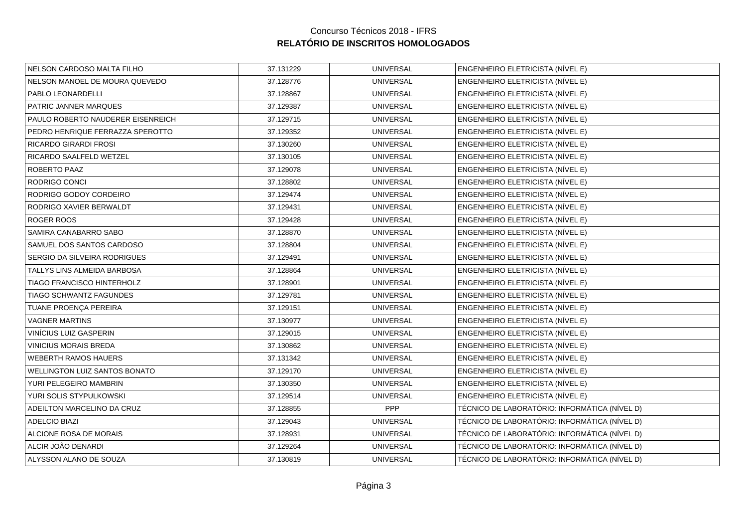Concurso Técnicos 2018 - IFRS

**RELATÓRIO DE INSCRITOS HOMOLOGADOS**

| | | | |
|---|---|---|---|
| NELSON CARDOSO MALTA FILHO | 37.131229 | UNIVERSAL | ENGENHEIRO ELETRICISTA (NÍVEL E) |
| NELSON MANOEL DE MOURA QUEVEDO | 37.128776 | UNIVERSAL | ENGENHEIRO ELETRICISTA (NÍVEL E) |
| PABLO LEONARDELLI | 37.128867 | UNIVERSAL | ENGENHEIRO ELETRICISTA (NÍVEL E) |
| PATRIC JANNER MARQUES | 37.129387 | UNIVERSAL | ENGENHEIRO ELETRICISTA (NÍVEL E) |
| PAULO ROBERTO NAUDERER EISENREICH | 37.129715 | UNIVERSAL | ENGENHEIRO ELETRICISTA (NÍVEL E) |
| PEDRO HENRIQUE FERRAZZA SPEROTTO | 37.129352 | UNIVERSAL | ENGENHEIRO ELETRICISTA (NÍVEL E) |
| RICARDO GIRARDI FROSI | 37.130260 | UNIVERSAL | ENGENHEIRO ELETRICISTA (NÍVEL E) |
| RICARDO SAALFELD WETZEL | 37.130105 | UNIVERSAL | ENGENHEIRO ELETRICISTA (NÍVEL E) |
| ROBERTO PAAZ | 37.129078 | UNIVERSAL | ENGENHEIRO ELETRICISTA (NÍVEL E) |
| RODRIGO CONCI | 37.128802 | UNIVERSAL | ENGENHEIRO ELETRICISTA (NÍVEL E) |
| RODRIGO GODOY CORDEIRO | 37.129474 | UNIVERSAL | ENGENHEIRO ELETRICISTA (NÍVEL E) |
| RODRIGO XAVIER BERWALDT | 37.129431 | UNIVERSAL | ENGENHEIRO ELETRICISTA (NÍVEL E) |
| ROGER ROOS | 37.129428 | UNIVERSAL | ENGENHEIRO ELETRICISTA (NÍVEL E) |
| SAMIRA CANABARRO SABO | 37.128870 | UNIVERSAL | ENGENHEIRO ELETRICISTA (NÍVEL E) |
| SAMUEL DOS SANTOS CARDOSO | 37.128804 | UNIVERSAL | ENGENHEIRO ELETRICISTA (NÍVEL E) |
| SERGIO DA SILVEIRA RODRIGUES | 37.129491 | UNIVERSAL | ENGENHEIRO ELETRICISTA (NÍVEL E) |
| TALLYS LINS ALMEIDA BARBOSA | 37.128864 | UNIVERSAL | ENGENHEIRO ELETRICISTA (NÍVEL E) |
| TIAGO FRANCISCO HINTERHOLZ | 37.128901 | UNIVERSAL | ENGENHEIRO ELETRICISTA (NÍVEL E) |
| TIAGO SCHWANTZ FAGUNDES | 37.129781 | UNIVERSAL | ENGENHEIRO ELETRICISTA (NÍVEL E) |
| TUANE PROENÇA PEREIRA | 37.129151 | UNIVERSAL | ENGENHEIRO ELETRICISTA (NÍVEL E) |
| VAGNER MARTINS | 37.130977 | UNIVERSAL | ENGENHEIRO ELETRICISTA (NÍVEL E) |
| VINÍCIUS LUIZ GASPERIN | 37.129015 | UNIVERSAL | ENGENHEIRO ELETRICISTA (NÍVEL E) |
| VINICIUS MORAIS BREDA | 37.130862 | UNIVERSAL | ENGENHEIRO ELETRICISTA (NÍVEL E) |
| WEBERTH RAMOS HAUERS | 37.131342 | UNIVERSAL | ENGENHEIRO ELETRICISTA (NÍVEL E) |
| WELLINGTON LUIZ SANTOS BONATO | 37.129170 | UNIVERSAL | ENGENHEIRO ELETRICISTA (NÍVEL E) |
| YURI PELEGEIRO MAMBRIN | 37.130350 | UNIVERSAL | ENGENHEIRO ELETRICISTA (NÍVEL E) |
| YURI SOLIS STYPULKOWSKI | 37.129514 | UNIVERSAL | ENGENHEIRO ELETRICISTA (NÍVEL E) |
| ADEILTON MARCELINO DA CRUZ | 37.128855 | PPP | TÉCNICO DE LABORATÓRIO: INFORMÁTICA (NÍVEL D) |
| ADELCIO BIAZI | 37.129043 | UNIVERSAL | TÉCNICO DE LABORATÓRIO: INFORMÁTICA (NÍVEL D) |
| ALCIONE ROSA DE MORAIS | 37.128931 | UNIVERSAL | TÉCNICO DE LABORATÓRIO: INFORMÁTICA (NÍVEL D) |
| ALCIR JOÃO DENARDI | 37.129264 | UNIVERSAL | TÉCNICO DE LABORATÓRIO: INFORMÁTICA (NÍVEL D) |
| ALYSSON ALANO DE SOUZA | 37.130819 | UNIVERSAL | TÉCNICO DE LABORATÓRIO: INFORMÁTICA (NÍVEL D) |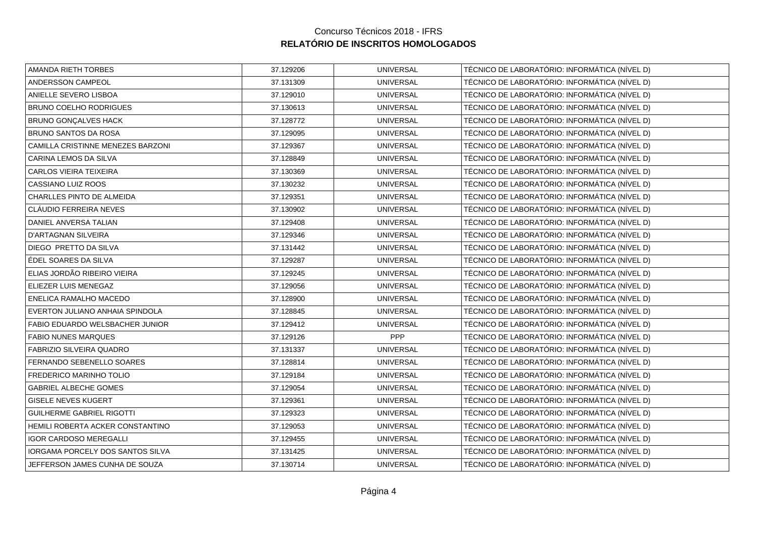Concurso Técnicos 2018 - IFRS

**RELATÓRIO DE INSCRITOS HOMOLOGADOS**

| | | | |
|---|---|---|---|
| AMANDA RIETH TORBES | 37.129206 | UNIVERSAL | TÉCNICO DE LABORATÓRIO: INFORMÁTICA (NÍVEL D) |
| ANDERSSON CAMPEOL | 37.131309 | UNIVERSAL | TÉCNICO DE LABORATÓRIO: INFORMÁTICA (NÍVEL D) |
| ANIELLE SEVERO LISBOA | 37.129010 | UNIVERSAL | TÉCNICO DE LABORATÓRIO: INFORMÁTICA (NÍVEL D) |
| BRUNO COELHO RODRIGUES | 37.130613 | UNIVERSAL | TÉCNICO DE LABORATÓRIO: INFORMÁTICA (NÍVEL D) |
| BRUNO GONÇALVES HACK | 37.128772 | UNIVERSAL | TÉCNICO DE LABORATÓRIO: INFORMÁTICA (NÍVEL D) |
| BRUNO SANTOS DA ROSA | 37.129095 | UNIVERSAL | TÉCNICO DE LABORATÓRIO: INFORMÁTICA (NÍVEL D) |
| CAMILLA CRISTINNE MENEZES BARZONI | 37.129367 | UNIVERSAL | TÉCNICO DE LABORATÓRIO: INFORMÁTICA (NÍVEL D) |
| CARINA LEMOS DA SILVA | 37.128849 | UNIVERSAL | TÉCNICO DE LABORATÓRIO: INFORMÁTICA (NÍVEL D) |
| CARLOS VIEIRA TEIXEIRA | 37.130369 | UNIVERSAL | TÉCNICO DE LABORATÓRIO: INFORMÁTICA (NÍVEL D) |
| CASSIANO LUIZ ROOS | 37.130232 | UNIVERSAL | TÉCNICO DE LABORATÓRIO: INFORMÁTICA (NÍVEL D) |
| CHARLLES PINTO DE ALMEIDA | 37.129351 | UNIVERSAL | TÉCNICO DE LABORATÓRIO: INFORMÁTICA (NÍVEL D) |
| CLÁUDIO FERREIRA NEVES | 37.130902 | UNIVERSAL | TÉCNICO DE LABORATÓRIO: INFORMÁTICA (NÍVEL D) |
| DANIEL ANVERSA TALIAN | 37.129408 | UNIVERSAL | TÉCNICO DE LABORATÓRIO: INFORMÁTICA (NÍVEL D) |
| D'ARTAGNAN SILVEIRA | 37.129346 | UNIVERSAL | TÉCNICO DE LABORATÓRIO: INFORMÁTICA (NÍVEL D) |
| DIEGO PRETTO DA SILVA | 37.131442 | UNIVERSAL | TÉCNICO DE LABORATÓRIO: INFORMÁTICA (NÍVEL D) |
| ÉDEL SOARES DA SILVA | 37.129287 | UNIVERSAL | TÉCNICO DE LABORATÓRIO: INFORMÁTICA (NÍVEL D) |
| ELIAS JORDÃO RIBEIRO VIEIRA | 37.129245 | UNIVERSAL | TÉCNICO DE LABORATÓRIO: INFORMÁTICA (NÍVEL D) |
| ELIEZER LUIS MENEGAZ | 37.129056 | UNIVERSAL | TÉCNICO DE LABORATÓRIO: INFORMÁTICA (NÍVEL D) |
| ENELICA RAMALHO MACEDO | 37.128900 | UNIVERSAL | TÉCNICO DE LABORATÓRIO: INFORMÁTICA (NÍVEL D) |
| EVERTON JULIANO ANHAIA SPINDOLA | 37.128845 | UNIVERSAL | TÉCNICO DE LABORATÓRIO: INFORMÁTICA (NÍVEL D) |
| FABIO EDUARDO WELSBACHER JUNIOR | 37.129412 | UNIVERSAL | TÉCNICO DE LABORATÓRIO: INFORMÁTICA (NÍVEL D) |
| FABIO NUNES MARQUES | 37.129126 | PPP | TÉCNICO DE LABORATÓRIO: INFORMÁTICA (NÍVEL D) |
| FABRIZIO SILVEIRA QUADRO | 37.131337 | UNIVERSAL | TÉCNICO DE LABORATÓRIO: INFORMÁTICA (NÍVEL D) |
| FERNANDO SEBENELLO SOARES | 37.128814 | UNIVERSAL | TÉCNICO DE LABORATÓRIO: INFORMÁTICA (NÍVEL D) |
| FREDERICO MARINHO TOLIO | 37.129184 | UNIVERSAL | TÉCNICO DE LABORATÓRIO: INFORMÁTICA (NÍVEL D) |
| GABRIEL ALBECHE GOMES | 37.129054 | UNIVERSAL | TÉCNICO DE LABORATÓRIO: INFORMÁTICA (NÍVEL D) |
| GISELE NEVES KUGERT | 37.129361 | UNIVERSAL | TÉCNICO DE LABORATÓRIO: INFORMÁTICA (NÍVEL D) |
| GUILHERME GABRIEL RIGOTTI | 37.129323 | UNIVERSAL | TÉCNICO DE LABORATÓRIO: INFORMÁTICA (NÍVEL D) |
| HEMILI ROBERTA ACKER CONSTANTINO | 37.129053 | UNIVERSAL | TÉCNICO DE LABORATÓRIO: INFORMÁTICA (NÍVEL D) |
| IGOR CARDOSO MEREGALLI | 37.129455 | UNIVERSAL | TÉCNICO DE LABORATÓRIO: INFORMÁTICA (NÍVEL D) |
| IORGAMA PORCELY DOS SANTOS SILVA | 37.131425 | UNIVERSAL | TÉCNICO DE LABORATÓRIO: INFORMÁTICA (NÍVEL D) |
| JEFFERSON JAMES CUNHA DE SOUZA | 37.130714 | UNIVERSAL | TÉCNICO DE LABORATÓRIO: INFORMÁTICA (NÍVEL D) |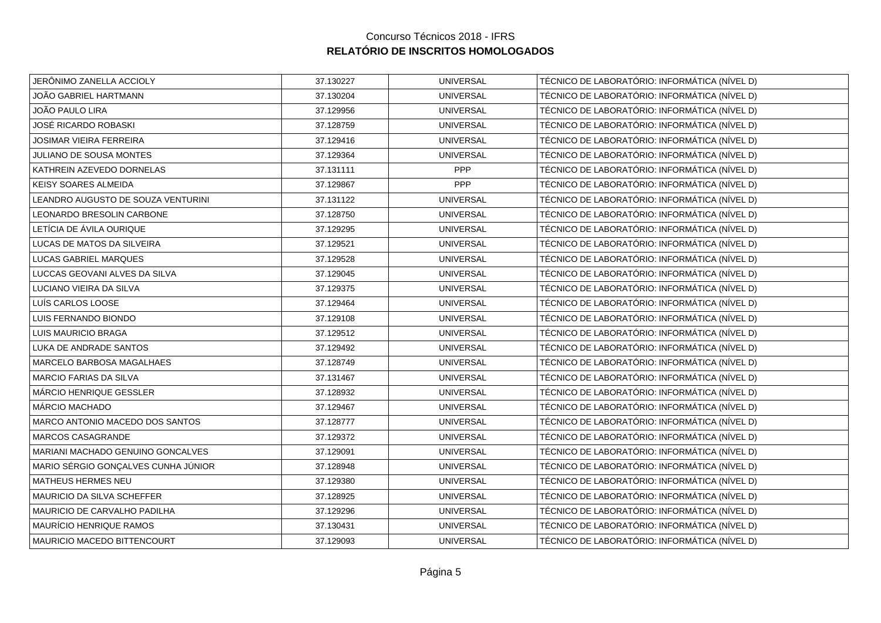Concurso Técnicos 2018 - IFRS

**RELATÓRIO DE INSCRITOS HOMOLOGADOS**

| | | | |
|---|---|---|---|
| JERÔNIMO ZANELLA ACCIOLY | 37.130227 | UNIVERSAL | TÉCNICO DE LABORATÓRIO: INFORMÁTICA (NÍVEL D) |
| JOÃO GABRIEL HARTMANN | 37.130204 | UNIVERSAL | TÉCNICO DE LABORATÓRIO: INFORMÁTICA (NÍVEL D) |
| JOÃO PAULO LIRA | 37.129956 | UNIVERSAL | TÉCNICO DE LABORATÓRIO: INFORMÁTICA (NÍVEL D) |
| JOSÉ RICARDO ROBASKI | 37.128759 | UNIVERSAL | TÉCNICO DE LABORATÓRIO: INFORMÁTICA (NÍVEL D) |
| JOSIMAR VIEIRA FERREIRA | 37.129416 | UNIVERSAL | TÉCNICO DE LABORATÓRIO: INFORMÁTICA (NÍVEL D) |
| JULIANO DE SOUSA MONTES | 37.129364 | UNIVERSAL | TÉCNICO DE LABORATÓRIO: INFORMÁTICA (NÍVEL D) |
| KATHREIN AZEVEDO DORNELAS | 37.131111 | PPP | TÉCNICO DE LABORATÓRIO: INFORMÁTICA (NÍVEL D) |
| KEISY SOARES ALMEIDA | 37.129867 | PPP | TÉCNICO DE LABORATÓRIO: INFORMÁTICA (NÍVEL D) |
| LEANDRO AUGUSTO DE SOUZA VENTURINI | 37.131122 | UNIVERSAL | TÉCNICO DE LABORATÓRIO: INFORMÁTICA (NÍVEL D) |
| LEONARDO BRESOLIN CARBONE | 37.128750 | UNIVERSAL | TÉCNICO DE LABORATÓRIO: INFORMÁTICA (NÍVEL D) |
| LETÍCIA DE ÁVILA OURIQUE | 37.129295 | UNIVERSAL | TÉCNICO DE LABORATÓRIO: INFORMÁTICA (NÍVEL D) |
| LUCAS DE MATOS DA SILVEIRA | 37.129521 | UNIVERSAL | TÉCNICO DE LABORATÓRIO: INFORMÁTICA (NÍVEL D) |
| LUCAS GABRIEL MARQUES | 37.129528 | UNIVERSAL | TÉCNICO DE LABORATÓRIO: INFORMÁTICA (NÍVEL D) |
| LUCCAS GEOVANI ALVES DA SILVA | 37.129045 | UNIVERSAL | TÉCNICO DE LABORATÓRIO: INFORMÁTICA (NÍVEL D) |
| LUCIANO VIEIRA DA SILVA | 37.129375 | UNIVERSAL | TÉCNICO DE LABORATÓRIO: INFORMÁTICA (NÍVEL D) |
| LUÍS CARLOS LOOSE | 37.129464 | UNIVERSAL | TÉCNICO DE LABORATÓRIO: INFORMÁTICA (NÍVEL D) |
| LUIS FERNANDO BIONDO | 37.129108 | UNIVERSAL | TÉCNICO DE LABORATÓRIO: INFORMÁTICA (NÍVEL D) |
| LUIS MAURICIO BRAGA | 37.129512 | UNIVERSAL | TÉCNICO DE LABORATÓRIO: INFORMÁTICA (NÍVEL D) |
| LUKA DE ANDRADE SANTOS | 37.129492 | UNIVERSAL | TÉCNICO DE LABORATÓRIO: INFORMÁTICA (NÍVEL D) |
| MARCELO BARBOSA MAGALHAES | 37.128749 | UNIVERSAL | TÉCNICO DE LABORATÓRIO: INFORMÁTICA (NÍVEL D) |
| MARCIO FARIAS DA SILVA | 37.131467 | UNIVERSAL | TÉCNICO DE LABORATÓRIO: INFORMÁTICA (NÍVEL D) |
| MÁRCIO HENRIQUE GESSLER | 37.128932 | UNIVERSAL | TÉCNICO DE LABORATÓRIO: INFORMÁTICA (NÍVEL D) |
| MÁRCIO MACHADO | 37.129467 | UNIVERSAL | TÉCNICO DE LABORATÓRIO: INFORMÁTICA (NÍVEL D) |
| MARCO ANTONIO MACEDO DOS SANTOS | 37.128777 | UNIVERSAL | TÉCNICO DE LABORATÓRIO: INFORMÁTICA (NÍVEL D) |
| MARCOS CASAGRANDE | 37.129372 | UNIVERSAL | TÉCNICO DE LABORATÓRIO: INFORMÁTICA (NÍVEL D) |
| MARIANI MACHADO GENUINO GONCALVES | 37.129091 | UNIVERSAL | TÉCNICO DE LABORATÓRIO: INFORMÁTICA (NÍVEL D) |
| MARIO SÉRGIO GONÇALVES CUNHA JÚNIOR | 37.128948 | UNIVERSAL | TÉCNICO DE LABORATÓRIO: INFORMÁTICA (NÍVEL D) |
| MATHEUS HERMES NEU | 37.129380 | UNIVERSAL | TÉCNICO DE LABORATÓRIO: INFORMÁTICA (NÍVEL D) |
| MAURICIO DA SILVA SCHEFFER | 37.128925 | UNIVERSAL | TÉCNICO DE LABORATÓRIO: INFORMÁTICA (NÍVEL D) |
| MAURICIO DE CARVALHO PADILHA | 37.129296 | UNIVERSAL | TÉCNICO DE LABORATÓRIO: INFORMÁTICA (NÍVEL D) |
| MAURÍCIO HENRIQUE RAMOS | 37.130431 | UNIVERSAL | TÉCNICO DE LABORATÓRIO: INFORMÁTICA (NÍVEL D) |
| MAURICIO MACEDO BITTENCOURT | 37.129093 | UNIVERSAL | TÉCNICO DE LABORATÓRIO: INFORMÁTICA (NÍVEL D) |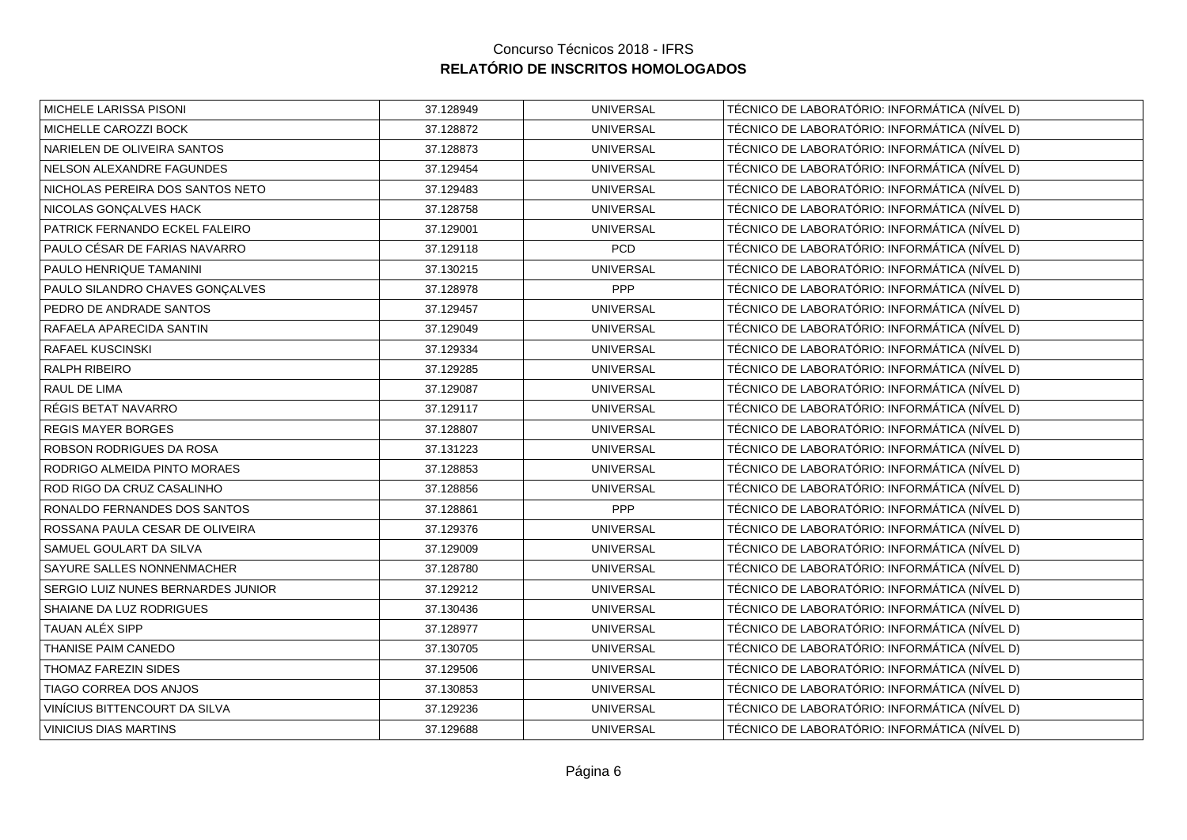Concurso Técnicos 2018 - IFRS

**RELATÓRIO DE INSCRITOS HOMOLOGADOS**

| | | | |
|---|---|---|---|
| MICHELE LARISSA PISONI | 37.128949 | UNIVERSAL | TÉCNICO DE LABORATÓRIO: INFORMÁTICA (NÍVEL D) |
| MICHELLE CAROZZI BOCK | 37.128872 | UNIVERSAL | TÉCNICO DE LABORATÓRIO: INFORMÁTICA (NÍVEL D) |
| NARIELEN DE OLIVEIRA SANTOS | 37.128873 | UNIVERSAL | TÉCNICO DE LABORATÓRIO: INFORMÁTICA (NÍVEL D) |
| NELSON ALEXANDRE FAGUNDES | 37.129454 | UNIVERSAL | TÉCNICO DE LABORATÓRIO: INFORMÁTICA (NÍVEL D) |
| NICHOLAS PEREIRA DOS SANTOS NETO | 37.129483 | UNIVERSAL | TÉCNICO DE LABORATÓRIO: INFORMÁTICA (NÍVEL D) |
| NICOLAS GONÇALVES HACK | 37.128758 | UNIVERSAL | TÉCNICO DE LABORATÓRIO: INFORMÁTICA (NÍVEL D) |
| PATRICK FERNANDO ECKEL FALEIRO | 37.129001 | UNIVERSAL | TÉCNICO DE LABORATÓRIO: INFORMÁTICA (NÍVEL D) |
| PAULO CÉSAR DE FARIAS NAVARRO | 37.129118 | PCD | TÉCNICO DE LABORATÓRIO: INFORMÁTICA (NÍVEL D) |
| PAULO HENRIQUE TAMANINI | 37.130215 | UNIVERSAL | TÉCNICO DE LABORATÓRIO: INFORMÁTICA (NÍVEL D) |
| PAULO SILANDRO CHAVES GONÇALVES | 37.128978 | PPP | TÉCNICO DE LABORATÓRIO: INFORMÁTICA (NÍVEL D) |
| PEDRO DE ANDRADE SANTOS | 37.129457 | UNIVERSAL | TÉCNICO DE LABORATÓRIO: INFORMÁTICA (NÍVEL D) |
| RAFAELA APARECIDA SANTIN | 37.129049 | UNIVERSAL | TÉCNICO DE LABORATÓRIO: INFORMÁTICA (NÍVEL D) |
| RAFAEL KUSCINSKI | 37.129334 | UNIVERSAL | TÉCNICO DE LABORATÓRIO: INFORMÁTICA (NÍVEL D) |
| RALPH RIBEIRO | 37.129285 | UNIVERSAL | TÉCNICO DE LABORATÓRIO: INFORMÁTICA (NÍVEL D) |
| RAUL DE LIMA | 37.129087 | UNIVERSAL | TÉCNICO DE LABORATÓRIO: INFORMÁTICA (NÍVEL D) |
| RÉGIS BETAT NAVARRO | 37.129117 | UNIVERSAL | TÉCNICO DE LABORATÓRIO: INFORMÁTICA (NÍVEL D) |
| REGIS MAYER BORGES | 37.128807 | UNIVERSAL | TÉCNICO DE LABORATÓRIO: INFORMÁTICA (NÍVEL D) |
| ROBSON RODRIGUES DA ROSA | 37.131223 | UNIVERSAL | TÉCNICO DE LABORATÓRIO: INFORMÁTICA (NÍVEL D) |
| RODRIGO ALMEIDA PINTO MORAES | 37.128853 | UNIVERSAL | TÉCNICO DE LABORATÓRIO: INFORMÁTICA (NÍVEL D) |
| ROD RIGO DA CRUZ CASALINHO | 37.128856 | UNIVERSAL | TÉCNICO DE LABORATÓRIO: INFORMÁTICA (NÍVEL D) |
| RONALDO FERNANDES DOS SANTOS | 37.128861 | PPP | TÉCNICO DE LABORATÓRIO: INFORMÁTICA (NÍVEL D) |
| ROSSANA PAULA CESAR DE OLIVEIRA | 37.129376 | UNIVERSAL | TÉCNICO DE LABORATÓRIO: INFORMÁTICA (NÍVEL D) |
| SAMUEL GOULART DA SILVA | 37.129009 | UNIVERSAL | TÉCNICO DE LABORATÓRIO: INFORMÁTICA (NÍVEL D) |
| SAYURE SALLES NONNENMACHER | 37.128780 | UNIVERSAL | TÉCNICO DE LABORATÓRIO: INFORMÁTICA (NÍVEL D) |
| SERGIO LUIZ NUNES BERNARDES JUNIOR | 37.129212 | UNIVERSAL | TÉCNICO DE LABORATÓRIO: INFORMÁTICA (NÍVEL D) |
| SHAIANE DA LUZ RODRIGUES | 37.130436 | UNIVERSAL | TÉCNICO DE LABORATÓRIO: INFORMÁTICA (NÍVEL D) |
| TAUAN ALÉX SIPP | 37.128977 | UNIVERSAL | TÉCNICO DE LABORATÓRIO: INFORMÁTICA (NÍVEL D) |
| THANISE PAIM CANEDO | 37.130705 | UNIVERSAL | TÉCNICO DE LABORATÓRIO: INFORMÁTICA (NÍVEL D) |
| THOMAZ FAREZIN SIDES | 37.129506 | UNIVERSAL | TÉCNICO DE LABORATÓRIO: INFORMÁTICA (NÍVEL D) |
| TIAGO CORREA DOS ANJOS | 37.130853 | UNIVERSAL | TÉCNICO DE LABORATÓRIO: INFORMÁTICA (NÍVEL D) |
| VINÍCIUS BITTENCOURT DA SILVA | 37.129236 | UNIVERSAL | TÉCNICO DE LABORATÓRIO: INFORMÁTICA (NÍVEL D) |
| VINICIUS DIAS MARTINS | 37.129688 | UNIVERSAL | TÉCNICO DE LABORATÓRIO: INFORMÁTICA (NÍVEL D) |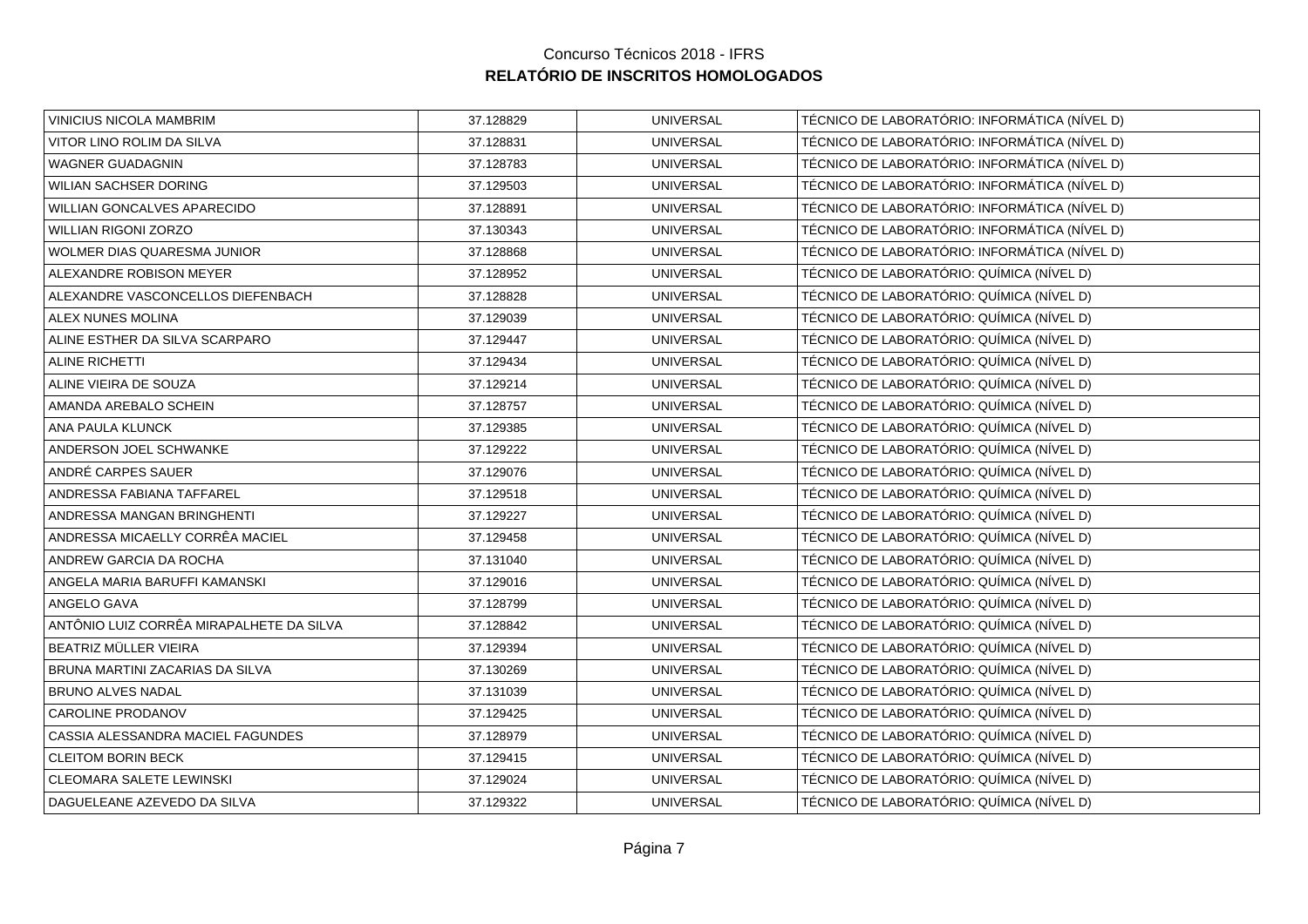Concurso Técnicos 2018 - IFRS

**RELATÓRIO DE INSCRITOS HOMOLOGADOS**

| | | | |
|---|---|---|---|
| VINICIUS NICOLA MAMBRIM | 37.128829 | UNIVERSAL | TÉCNICO DE LABORATÓRIO: INFORMÁTICA (NÍVEL D) |
| VITOR LINO ROLIM DA SILVA | 37.128831 | UNIVERSAL | TÉCNICO DE LABORATÓRIO: INFORMÁTICA (NÍVEL D) |
| WAGNER GUADAGNIN | 37.128783 | UNIVERSAL | TÉCNICO DE LABORATÓRIO: INFORMÁTICA (NÍVEL D) |
| WILIAN SACHSER DORING | 37.129503 | UNIVERSAL | TÉCNICO DE LABORATÓRIO: INFORMÁTICA (NÍVEL D) |
| WILLIAN GONCALVES APARECIDO | 37.128891 | UNIVERSAL | TÉCNICO DE LABORATÓRIO: INFORMÁTICA (NÍVEL D) |
| WILLIAN RIGONI ZORZO | 37.130343 | UNIVERSAL | TÉCNICO DE LABORATÓRIO: INFORMÁTICA (NÍVEL D) |
| WOLMER DIAS QUARESMA JUNIOR | 37.128868 | UNIVERSAL | TÉCNICO DE LABORATÓRIO: INFORMÁTICA (NÍVEL D) |
| ALEXANDRE ROBISON MEYER | 37.128952 | UNIVERSAL | TÉCNICO DE LABORATÓRIO: QUÍMICA (NÍVEL D) |
| ALEXANDRE VASCONCELLOS DIEFENBACH | 37.128828 | UNIVERSAL | TÉCNICO DE LABORATÓRIO: QUÍMICA (NÍVEL D) |
| ALEX NUNES MOLINA | 37.129039 | UNIVERSAL | TÉCNICO DE LABORATÓRIO: QUÍMICA (NÍVEL D) |
| ALINE ESTHER DA SILVA SCARPARO | 37.129447 | UNIVERSAL | TÉCNICO DE LABORATÓRIO: QUÍMICA (NÍVEL D) |
| ALINE RICHETTI | 37.129434 | UNIVERSAL | TÉCNICO DE LABORATÓRIO: QUÍMICA (NÍVEL D) |
| ALINE VIEIRA DE SOUZA | 37.129214 | UNIVERSAL | TÉCNICO DE LABORATÓRIO: QUÍMICA (NÍVEL D) |
| AMANDA AREBALO SCHEIN | 37.128757 | UNIVERSAL | TÉCNICO DE LABORATÓRIO: QUÍMICA (NÍVEL D) |
| ANA PAULA KLUNCK | 37.129385 | UNIVERSAL | TÉCNICO DE LABORATÓRIO: QUÍMICA (NÍVEL D) |
| ANDERSON JOEL SCHWANKE | 37.129222 | UNIVERSAL | TÉCNICO DE LABORATÓRIO: QUÍMICA (NÍVEL D) |
| ANDRÉ CARPES SAUER | 37.129076 | UNIVERSAL | TÉCNICO DE LABORATÓRIO: QUÍMICA (NÍVEL D) |
| ANDRESSA FABIANA TAFFAREL | 37.129518 | UNIVERSAL | TÉCNICO DE LABORATÓRIO: QUÍMICA (NÍVEL D) |
| ANDRESSA MANGAN BRINGHENTI | 37.129227 | UNIVERSAL | TÉCNICO DE LABORATÓRIO: QUÍMICA (NÍVEL D) |
| ANDRESSA MICAELLY CORRÊA MACIEL | 37.129458 | UNIVERSAL | TÉCNICO DE LABORATÓRIO: QUÍMICA (NÍVEL D) |
| ANDREW GARCIA DA ROCHA | 37.131040 | UNIVERSAL | TÉCNICO DE LABORATÓRIO: QUÍMICA (NÍVEL D) |
| ANGELA MARIA BARUFFI KAMANSKI | 37.129016 | UNIVERSAL | TÉCNICO DE LABORATÓRIO: QUÍMICA (NÍVEL D) |
| ANGELO GAVA | 37.128799 | UNIVERSAL | TÉCNICO DE LABORATÓRIO: QUÍMICA (NÍVEL D) |
| ANTÔNIO LUIZ CORRÊA MIRAPALHETE DA SILVA | 37.128842 | UNIVERSAL | TÉCNICO DE LABORATÓRIO: QUÍMICA (NÍVEL D) |
| BEATRIZ MÜLLER VIEIRA | 37.129394 | UNIVERSAL | TÉCNICO DE LABORATÓRIO: QUÍMICA (NÍVEL D) |
| BRUNA MARTINI ZACARIAS DA SILVA | 37.130269 | UNIVERSAL | TÉCNICO DE LABORATÓRIO: QUÍMICA (NÍVEL D) |
| BRUNO ALVES NADAL | 37.131039 | UNIVERSAL | TÉCNICO DE LABORATÓRIO: QUÍMICA (NÍVEL D) |
| CAROLINE PRODANOV | 37.129425 | UNIVERSAL | TÉCNICO DE LABORATÓRIO: QUÍMICA (NÍVEL D) |
| CASSIA ALESSANDRA MACIEL FAGUNDES | 37.128979 | UNIVERSAL | TÉCNICO DE LABORATÓRIO: QUÍMICA (NÍVEL D) |
| CLEITOM BORIN BECK | 37.129415 | UNIVERSAL | TÉCNICO DE LABORATÓRIO: QUÍMICA (NÍVEL D) |
| CLEOMARA SALETE LEWINSKI | 37.129024 | UNIVERSAL | TÉCNICO DE LABORATÓRIO: QUÍMICA (NÍVEL D) |
| DAGUELEANE AZEVEDO DA SILVA | 37.129322 | UNIVERSAL | TÉCNICO DE LABORATÓRIO: QUÍMICA (NÍVEL D) |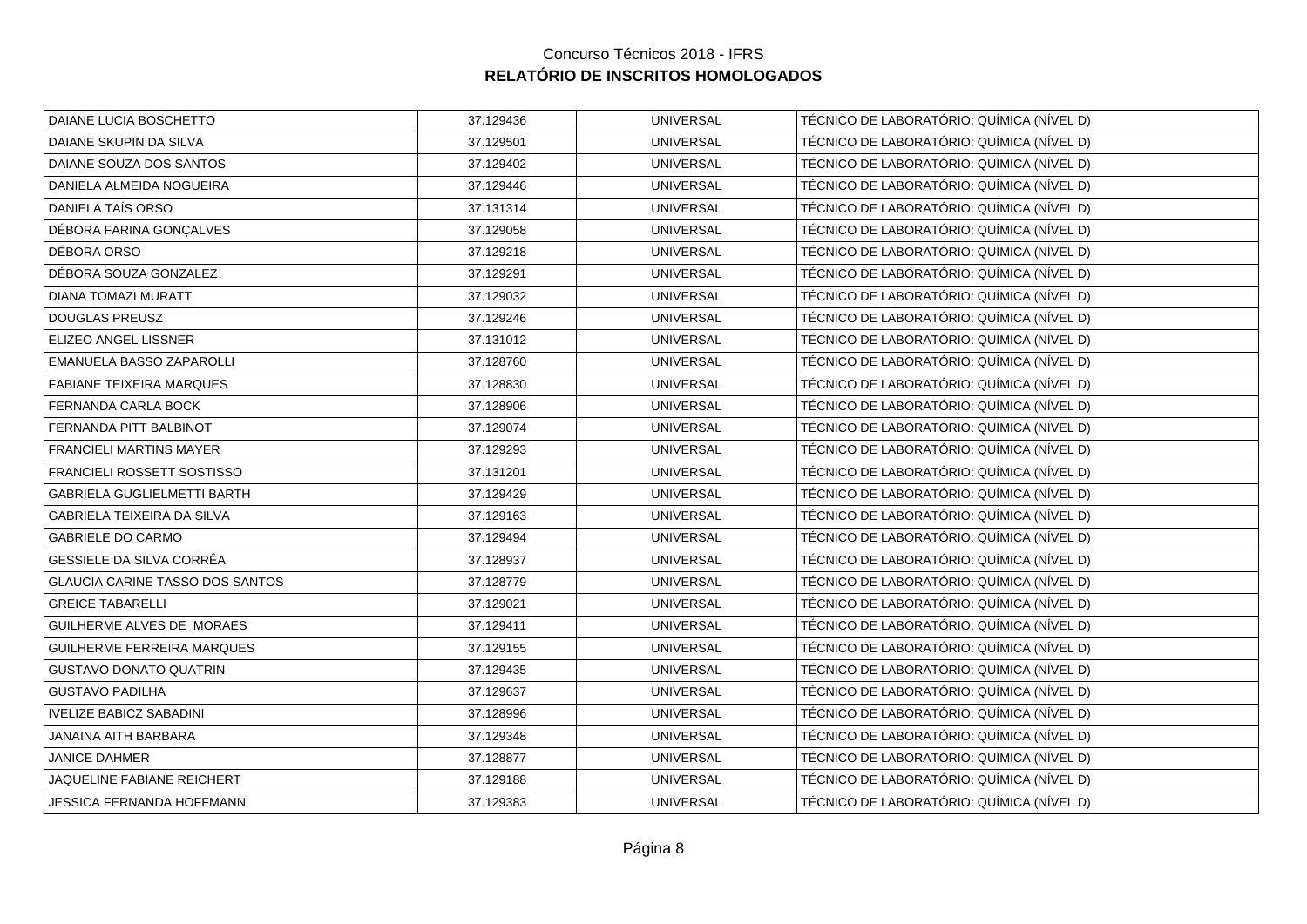Concurso Técnicos 2018 - IFRS

**RELATÓRIO DE INSCRITOS HOMOLOGADOS**

| | | | |
|---|---|---|---|
| DAIANE LUCIA BOSCHETTO | 37.129436 | UNIVERSAL | TÉCNICO DE LABORATÓRIO: QUÍMICA (NÍVEL D) |
| DAIANE SKUPIN DA SILVA | 37.129501 | UNIVERSAL | TÉCNICO DE LABORATÓRIO: QUÍMICA (NÍVEL D) |
| DAIANE SOUZA DOS SANTOS | 37.129402 | UNIVERSAL | TÉCNICO DE LABORATÓRIO: QUÍMICA (NÍVEL D) |
| DANIELA ALMEIDA NOGUEIRA | 37.129446 | UNIVERSAL | TÉCNICO DE LABORATÓRIO: QUÍMICA (NÍVEL D) |
| DANIELA TAÍS ORSO | 37.131314 | UNIVERSAL | TÉCNICO DE LABORATÓRIO: QUÍMICA (NÍVEL D) |
| DÉBORA FARINA GONÇALVES | 37.129058 | UNIVERSAL | TÉCNICO DE LABORATÓRIO: QUÍMICA (NÍVEL D) |
| DÉBORA ORSO | 37.129218 | UNIVERSAL | TÉCNICO DE LABORATÓRIO: QUÍMICA (NÍVEL D) |
| DÉBORA SOUZA GONZALEZ | 37.129291 | UNIVERSAL | TÉCNICO DE LABORATÓRIO: QUÍMICA (NÍVEL D) |
| DIANA TOMAZI MURATT | 37.129032 | UNIVERSAL | TÉCNICO DE LABORATÓRIO: QUÍMICA (NÍVEL D) |
| DOUGLAS PREUSZ | 37.129246 | UNIVERSAL | TÉCNICO DE LABORATÓRIO: QUÍMICA (NÍVEL D) |
| ELIZEO ANGEL LISSNER | 37.131012 | UNIVERSAL | TÉCNICO DE LABORATÓRIO: QUÍMICA (NÍVEL D) |
| EMANUELA BASSO ZAPAROLLI | 37.128760 | UNIVERSAL | TÉCNICO DE LABORATÓRIO: QUÍMICA (NÍVEL D) |
| FABIANE TEIXEIRA MARQUES | 37.128830 | UNIVERSAL | TÉCNICO DE LABORATÓRIO: QUÍMICA (NÍVEL D) |
| FERNANDA CARLA BOCK | 37.128906 | UNIVERSAL | TÉCNICO DE LABORATÓRIO: QUÍMICA (NÍVEL D) |
| FERNANDA PITT BALBINOT | 37.129074 | UNIVERSAL | TÉCNICO DE LABORATÓRIO: QUÍMICA (NÍVEL D) |
| FRANCIELI MARTINS MAYER | 37.129293 | UNIVERSAL | TÉCNICO DE LABORATÓRIO: QUÍMICA (NÍVEL D) |
| FRANCIELI ROSSETT SOSTISSO | 37.131201 | UNIVERSAL | TÉCNICO DE LABORATÓRIO: QUÍMICA (NÍVEL D) |
| GABRIELA GUGLIELMETTI BARTH | 37.129429 | UNIVERSAL | TÉCNICO DE LABORATÓRIO: QUÍMICA (NÍVEL D) |
| GABRIELA TEIXEIRA DA SILVA | 37.129163 | UNIVERSAL | TÉCNICO DE LABORATÓRIO: QUÍMICA (NÍVEL D) |
| GABRIELE DO CARMO | 37.129494 | UNIVERSAL | TÉCNICO DE LABORATÓRIO: QUÍMICA (NÍVEL D) |
| GESSIELE DA SILVA CORRÊA | 37.128937 | UNIVERSAL | TÉCNICO DE LABORATÓRIO: QUÍMICA (NÍVEL D) |
| GLAUCIA CARINE TASSO DOS SANTOS | 37.128779 | UNIVERSAL | TÉCNICO DE LABORATÓRIO: QUÍMICA (NÍVEL D) |
| GREICE TABARELLI | 37.129021 | UNIVERSAL | TÉCNICO DE LABORATÓRIO: QUÍMICA (NÍVEL D) |
| GUILHERME ALVES DE MORAES | 37.129411 | UNIVERSAL | TÉCNICO DE LABORATÓRIO: QUÍMICA (NÍVEL D) |
| GUILHERME FERREIRA MARQUES | 37.129155 | UNIVERSAL | TÉCNICO DE LABORATÓRIO: QUÍMICA (NÍVEL D) |
| GUSTAVO DONATO QUATRIN | 37.129435 | UNIVERSAL | TÉCNICO DE LABORATÓRIO: QUÍMICA (NÍVEL D) |
| GUSTAVO PADILHA | 37.129637 | UNIVERSAL | TÉCNICO DE LABORATÓRIO: QUÍMICA (NÍVEL D) |
| IVELIZE BABICZ SABADINI | 37.128996 | UNIVERSAL | TÉCNICO DE LABORATÓRIO: QUÍMICA (NÍVEL D) |
| JANAINA AITH BARBARA | 37.129348 | UNIVERSAL | TÉCNICO DE LABORATÓRIO: QUÍMICA (NÍVEL D) |
| JANICE DAHMER | 37.128877 | UNIVERSAL | TÉCNICO DE LABORATÓRIO: QUÍMICA (NÍVEL D) |
| JAQUELINE FABIANE REICHERT | 37.129188 | UNIVERSAL | TÉCNICO DE LABORATÓRIO: QUÍMICA (NÍVEL D) |
| JESSICA FERNANDA HOFFMANN | 37.129383 | UNIVERSAL | TÉCNICO DE LABORATÓRIO: QUÍMICA (NÍVEL D) |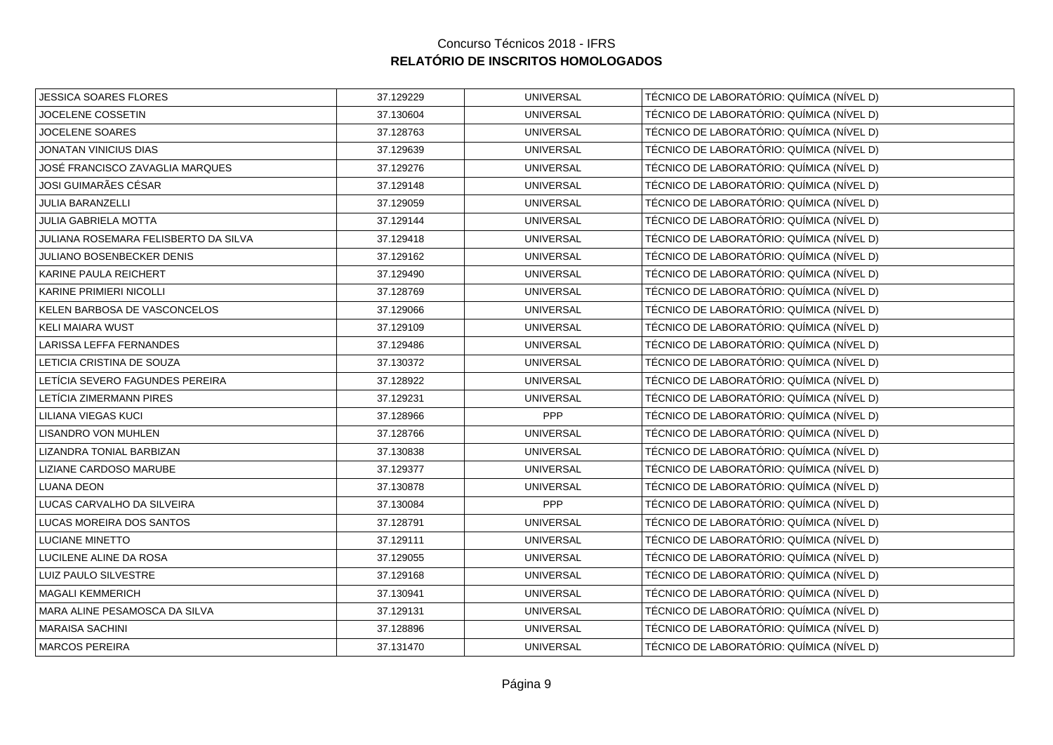Concurso Técnicos 2018 - IFRS

**RELATÓRIO DE INSCRITOS HOMOLOGADOS**

| | | | |
|---|---|---|---|
| JESSICA SOARES FLORES | 37.129229 | UNIVERSAL | TÉCNICO DE LABORATÓRIO: QUÍMICA (NÍVEL D) |
| JOCELENE COSSETIN | 37.130604 | UNIVERSAL | TÉCNICO DE LABORATÓRIO: QUÍMICA (NÍVEL D) |
| JOCELENE SOARES | 37.128763 | UNIVERSAL | TÉCNICO DE LABORATÓRIO: QUÍMICA (NÍVEL D) |
| JONATAN VINICIUS DIAS | 37.129639 | UNIVERSAL | TÉCNICO DE LABORATÓRIO: QUÍMICA (NÍVEL D) |
| JOSÉ FRANCISCO ZAVAGLIA MARQUES | 37.129276 | UNIVERSAL | TÉCNICO DE LABORATÓRIO: QUÍMICA (NÍVEL D) |
| JOSI GUIMARÃES CÉSAR | 37.129148 | UNIVERSAL | TÉCNICO DE LABORATÓRIO: QUÍMICA (NÍVEL D) |
| JULIA BARANZELLI | 37.129059 | UNIVERSAL | TÉCNICO DE LABORATÓRIO: QUÍMICA (NÍVEL D) |
| JULIA GABRIELA MOTTA | 37.129144 | UNIVERSAL | TÉCNICO DE LABORATÓRIO: QUÍMICA (NÍVEL D) |
| JULIANA ROSEMARA FELISBERTO DA SILVA | 37.129418 | UNIVERSAL | TÉCNICO DE LABORATÓRIO: QUÍMICA (NÍVEL D) |
| JULIANO BOSENBECKER DENIS | 37.129162 | UNIVERSAL | TÉCNICO DE LABORATÓRIO: QUÍMICA (NÍVEL D) |
| KARINE PAULA REICHERT | 37.129490 | UNIVERSAL | TÉCNICO DE LABORATÓRIO: QUÍMICA (NÍVEL D) |
| KARINE PRIMIERI NICOLLI | 37.128769 | UNIVERSAL | TÉCNICO DE LABORATÓRIO: QUÍMICA (NÍVEL D) |
| KELEN BARBOSA DE VASCONCELOS | 37.129066 | UNIVERSAL | TÉCNICO DE LABORATÓRIO: QUÍMICA (NÍVEL D) |
| KELI MAIARA WUST | 37.129109 | UNIVERSAL | TÉCNICO DE LABORATÓRIO: QUÍMICA (NÍVEL D) |
| LARISSA LEFFA FERNANDES | 37.129486 | UNIVERSAL | TÉCNICO DE LABORATÓRIO: QUÍMICA (NÍVEL D) |
| LETICIA CRISTINA DE SOUZA | 37.130372 | UNIVERSAL | TÉCNICO DE LABORATÓRIO: QUÍMICA (NÍVEL D) |
| LETÍCIA SEVERO FAGUNDES PEREIRA | 37.128922 | UNIVERSAL | TÉCNICO DE LABORATÓRIO: QUÍMICA (NÍVEL D) |
| LETÍCIA ZIMERMANN PIRES | 37.129231 | UNIVERSAL | TÉCNICO DE LABORATÓRIO: QUÍMICA (NÍVEL D) |
| LILIANA VIEGAS KUCI | 37.128966 | PPP | TÉCNICO DE LABORATÓRIO: QUÍMICA (NÍVEL D) |
| LISANDRO VON MUHLEN | 37.128766 | UNIVERSAL | TÉCNICO DE LABORATÓRIO: QUÍMICA (NÍVEL D) |
| LIZANDRA TONIAL BARBIZAN | 37.130838 | UNIVERSAL | TÉCNICO DE LABORATÓRIO: QUÍMICA (NÍVEL D) |
| LIZIANE CARDOSO MARUBE | 37.129377 | UNIVERSAL | TÉCNICO DE LABORATÓRIO: QUÍMICA (NÍVEL D) |
| LUANA DEON | 37.130878 | UNIVERSAL | TÉCNICO DE LABORATÓRIO: QUÍMICA (NÍVEL D) |
| LUCAS CARVALHO DA SILVEIRA | 37.130084 | PPP | TÉCNICO DE LABORATÓRIO: QUÍMICA (NÍVEL D) |
| LUCAS MOREIRA DOS SANTOS | 37.128791 | UNIVERSAL | TÉCNICO DE LABORATÓRIO: QUÍMICA (NÍVEL D) |
| LUCIANE MINETTO | 37.129111 | UNIVERSAL | TÉCNICO DE LABORATÓRIO: QUÍMICA (NÍVEL D) |
| LUCILENE ALINE DA ROSA | 37.129055 | UNIVERSAL | TÉCNICO DE LABORATÓRIO: QUÍMICA (NÍVEL D) |
| LUIZ PAULO SILVESTRE | 37.129168 | UNIVERSAL | TÉCNICO DE LABORATÓRIO: QUÍMICA (NÍVEL D) |
| MAGALI KEMMERICH | 37.130941 | UNIVERSAL | TÉCNICO DE LABORATÓRIO: QUÍMICA (NÍVEL D) |
| MARA ALINE PESAMOSCA DA SILVA | 37.129131 | UNIVERSAL | TÉCNICO DE LABORATÓRIO: QUÍMICA (NÍVEL D) |
| MARAISA SACHINI | 37.128896 | UNIVERSAL | TÉCNICO DE LABORATÓRIO: QUÍMICA (NÍVEL D) |
| MARCOS PEREIRA | 37.131470 | UNIVERSAL | TÉCNICO DE LABORATÓRIO: QUÍMICA (NÍVEL D) |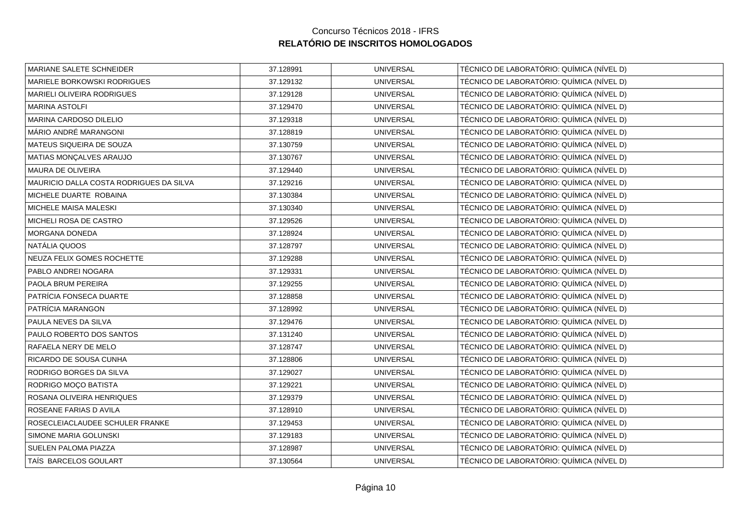Concurso Técnicos 2018 - IFRS

**RELATÓRIO DE INSCRITOS HOMOLOGADOS**

| | | | |
|---|---|---|---|
| MARIANE SALETE SCHNEIDER | 37.128991 | UNIVERSAL | TÉCNICO DE LABORATÓRIO: QUÍMICA (NÍVEL D) |
| MARIELE BORKOWSKI RODRIGUES | 37.129132 | UNIVERSAL | TÉCNICO DE LABORATÓRIO: QUÍMICA (NÍVEL D) |
| MARIELI OLIVEIRA RODRIGUES | 37.129128 | UNIVERSAL | TÉCNICO DE LABORATÓRIO: QUÍMICA (NÍVEL D) |
| MARINA ASTOLFI | 37.129470 | UNIVERSAL | TÉCNICO DE LABORATÓRIO: QUÍMICA (NÍVEL D) |
| MARINA CARDOSO DILELIO | 37.129318 | UNIVERSAL | TÉCNICO DE LABORATÓRIO: QUÍMICA (NÍVEL D) |
| MÁRIO ANDRÉ MARANGONI | 37.128819 | UNIVERSAL | TÉCNICO DE LABORATÓRIO: QUÍMICA (NÍVEL D) |
| MATEUS SIQUEIRA DE SOUZA | 37.130759 | UNIVERSAL | TÉCNICO DE LABORATÓRIO: QUÍMICA (NÍVEL D) |
| MATIAS MONÇALVES ARAUJO | 37.130767 | UNIVERSAL | TÉCNICO DE LABORATÓRIO: QUÍMICA (NÍVEL D) |
| MAURA DE OLIVEIRA | 37.129440 | UNIVERSAL | TÉCNICO DE LABORATÓRIO: QUÍMICA (NÍVEL D) |
| MAURICIO DALLA COSTA RODRIGUES DA SILVA | 37.129216 | UNIVERSAL | TÉCNICO DE LABORATÓRIO: QUÍMICA (NÍVEL D) |
| MICHELE DUARTE ROBAINA | 37.130384 | UNIVERSAL | TÉCNICO DE LABORATÓRIO: QUÍMICA (NÍVEL D) |
| MICHELE MAISA MALESKI | 37.130340 | UNIVERSAL | TÉCNICO DE LABORATÓRIO: QUÍMICA (NÍVEL D) |
| MICHELI ROSA DE CASTRO | 37.129526 | UNIVERSAL | TÉCNICO DE LABORATÓRIO: QUÍMICA (NÍVEL D) |
| MORGANA DONEDA | 37.128924 | UNIVERSAL | TÉCNICO DE LABORATÓRIO: QUÍMICA (NÍVEL D) |
| NATÁLIA QUOOS | 37.128797 | UNIVERSAL | TÉCNICO DE LABORATÓRIO: QUÍMICA (NÍVEL D) |
| NEUZA FELIX GOMES ROCHETTE | 37.129288 | UNIVERSAL | TÉCNICO DE LABORATÓRIO: QUÍMICA (NÍVEL D) |
| PABLO ANDREI NOGARA | 37.129331 | UNIVERSAL | TÉCNICO DE LABORATÓRIO: QUÍMICA (NÍVEL D) |
| PAOLA BRUM PEREIRA | 37.129255 | UNIVERSAL | TÉCNICO DE LABORATÓRIO: QUÍMICA (NÍVEL D) |
| PATRÍCIA FONSECA DUARTE | 37.128858 | UNIVERSAL | TÉCNICO DE LABORATÓRIO: QUÍMICA (NÍVEL D) |
| PATRÍCIA MARANGON | 37.128992 | UNIVERSAL | TÉCNICO DE LABORATÓRIO: QUÍMICA (NÍVEL D) |
| PAULA NEVES DA SILVA | 37.129476 | UNIVERSAL | TÉCNICO DE LABORATÓRIO: QUÍMICA (NÍVEL D) |
| PAULO ROBERTO DOS SANTOS | 37.131240 | UNIVERSAL | TÉCNICO DE LABORATÓRIO: QUÍMICA (NÍVEL D) |
| RAFAELA NERY DE MELO | 37.128747 | UNIVERSAL | TÉCNICO DE LABORATÓRIO: QUÍMICA (NÍVEL D) |
| RICARDO DE SOUSA CUNHA | 37.128806 | UNIVERSAL | TÉCNICO DE LABORATÓRIO: QUÍMICA (NÍVEL D) |
| RODRIGO BORGES DA SILVA | 37.129027 | UNIVERSAL | TÉCNICO DE LABORATÓRIO: QUÍMICA (NÍVEL D) |
| RODRIGO MOÇO BATISTA | 37.129221 | UNIVERSAL | TÉCNICO DE LABORATÓRIO: QUÍMICA (NÍVEL D) |
| ROSANA OLIVEIRA HENRIQUES | 37.129379 | UNIVERSAL | TÉCNICO DE LABORATÓRIO: QUÍMICA (NÍVEL D) |
| ROSEANE FARIAS D AVILA | 37.128910 | UNIVERSAL | TÉCNICO DE LABORATÓRIO: QUÍMICA (NÍVEL D) |
| ROSECLEIACLAUDEE SCHULER FRANKE | 37.129453 | UNIVERSAL | TÉCNICO DE LABORATÓRIO: QUÍMICA (NÍVEL D) |
| SIMONE MARIA GOLUNSKI | 37.129183 | UNIVERSAL | TÉCNICO DE LABORATÓRIO: QUÍMICA (NÍVEL D) |
| SUELEN PALOMA PIAZZA | 37.128987 | UNIVERSAL | TÉCNICO DE LABORATÓRIO: QUÍMICA (NÍVEL D) |
| TAÍS BARCELOS GOULART | 37.130564 | UNIVERSAL | TÉCNICO DE LABORATÓRIO: QUÍMICA (NÍVEL D) |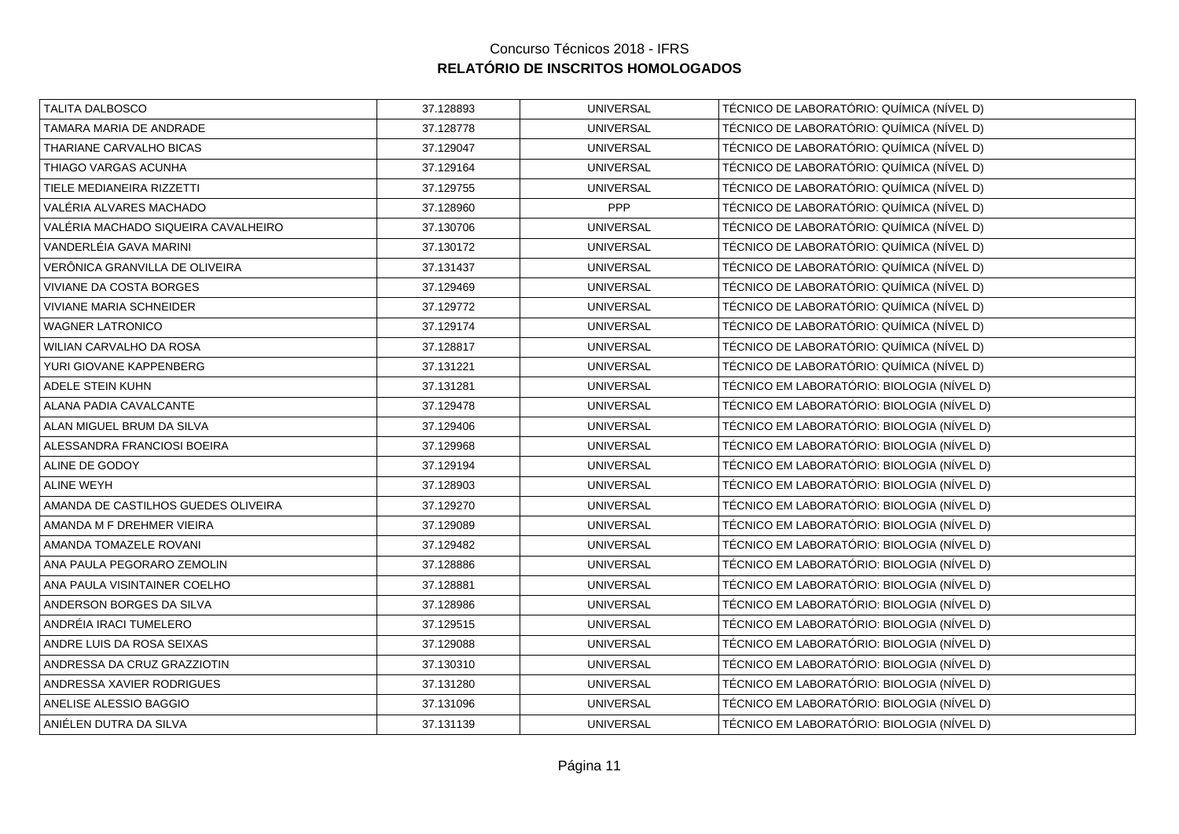Concurso Técnicos 2018 - IFRS

**RELATÓRIO DE INSCRITOS HOMOLOGADOS**

| | | | |
|---|---|---|---|
| TALITA DALBOSCO | 37.128893 | UNIVERSAL | TÉCNICO DE LABORATÓRIO: QUÍMICA (NÍVEL D) |
| TAMARA MARIA DE ANDRADE | 37.128778 | UNIVERSAL | TÉCNICO DE LABORATÓRIO: QUÍMICA (NÍVEL D) |
| THARIANE CARVALHO BICAS | 37.129047 | UNIVERSAL | TÉCNICO DE LABORATÓRIO: QUÍMICA (NÍVEL D) |
| THIAGO VARGAS ACUNHA | 37.129164 | UNIVERSAL | TÉCNICO DE LABORATÓRIO: QUÍMICA (NÍVEL D) |
| TIELE MEDIANEIRA RIZZETTI | 37.129755 | UNIVERSAL | TÉCNICO DE LABORATÓRIO: QUÍMICA (NÍVEL D) |
| VALÉRIA ALVARES MACHADO | 37.128960 | PPP | TÉCNICO DE LABORATÓRIO: QUÍMICA (NÍVEL D) |
| VALÉRIA MACHADO SIQUEIRA CAVALHEIRO | 37.130706 | UNIVERSAL | TÉCNICO DE LABORATÓRIO: QUÍMICA (NÍVEL D) |
| VANDERLÉIA GAVA MARINI | 37.130172 | UNIVERSAL | TÉCNICO DE LABORATÓRIO: QUÍMICA (NÍVEL D) |
| VERÔNICA GRANVILLA DE OLIVEIRA | 37.131437 | UNIVERSAL | TÉCNICO DE LABORATÓRIO: QUÍMICA (NÍVEL D) |
| VIVIANE DA COSTA BORGES | 37.129469 | UNIVERSAL | TÉCNICO DE LABORATÓRIO: QUÍMICA (NÍVEL D) |
| VIVIANE MARIA SCHNEIDER | 37.129772 | UNIVERSAL | TÉCNICO DE LABORATÓRIO: QUÍMICA (NÍVEL D) |
| WAGNER LATRONICO | 37.129174 | UNIVERSAL | TÉCNICO DE LABORATÓRIO: QUÍMICA (NÍVEL D) |
| WILIAN CARVALHO DA ROSA | 37.128817 | UNIVERSAL | TÉCNICO DE LABORATÓRIO: QUÍMICA (NÍVEL D) |
| YURI GIOVANE KAPPENBERG | 37.131221 | UNIVERSAL | TÉCNICO DE LABORATÓRIO: QUÍMICA (NÍVEL D) |
| ADELE STEIN KUHN | 37.131281 | UNIVERSAL | TÉCNICO EM LABORATÓRIO: BIOLOGIA (NÍVEL D) |
| ALANA PADIA CAVALCANTE | 37.129478 | UNIVERSAL | TÉCNICO EM LABORATÓRIO: BIOLOGIA (NÍVEL D) |
| ALAN MIGUEL BRUM DA SILVA | 37.129406 | UNIVERSAL | TÉCNICO EM LABORATÓRIO: BIOLOGIA (NÍVEL D) |
| ALESSANDRA FRANCIOSI BOEIRA | 37.129968 | UNIVERSAL | TÉCNICO EM LABORATÓRIO: BIOLOGIA (NÍVEL D) |
| ALINE DE GODOY | 37.129194 | UNIVERSAL | TÉCNICO EM LABORATÓRIO: BIOLOGIA (NÍVEL D) |
| ALINE WEYH | 37.128903 | UNIVERSAL | TÉCNICO EM LABORATÓRIO: BIOLOGIA (NÍVEL D) |
| AMANDA DE CASTILHOS GUEDES OLIVEIRA | 37.129270 | UNIVERSAL | TÉCNICO EM LABORATÓRIO: BIOLOGIA (NÍVEL D) |
| AMANDA M F DREHMER VIEIRA | 37.129089 | UNIVERSAL | TÉCNICO EM LABORATÓRIO: BIOLOGIA (NÍVEL D) |
| AMANDA TOMAZELE ROVANI | 37.129482 | UNIVERSAL | TÉCNICO EM LABORATÓRIO: BIOLOGIA (NÍVEL D) |
| ANA PAULA PEGORARO ZEMOLIN | 37.128886 | UNIVERSAL | TÉCNICO EM LABORATÓRIO: BIOLOGIA (NÍVEL D) |
| ANA PAULA VISINTAINER COELHO | 37.128881 | UNIVERSAL | TÉCNICO EM LABORATÓRIO: BIOLOGIA (NÍVEL D) |
| ANDERSON BORGES DA SILVA | 37.128986 | UNIVERSAL | TÉCNICO EM LABORATÓRIO: BIOLOGIA (NÍVEL D) |
| ANDRÉIA IRACI TUMELERO | 37.129515 | UNIVERSAL | TÉCNICO EM LABORATÓRIO: BIOLOGIA (NÍVEL D) |
| ANDRE LUIS DA ROSA SEIXAS | 37.129088 | UNIVERSAL | TÉCNICO EM LABORATÓRIO: BIOLOGIA (NÍVEL D) |
| ANDRESSA DA CRUZ GRAZZIOTIN | 37.130310 | UNIVERSAL | TÉCNICO EM LABORATÓRIO: BIOLOGIA (NÍVEL D) |
| ANDRESSA XAVIER RODRIGUES | 37.131280 | UNIVERSAL | TÉCNICO EM LABORATÓRIO: BIOLOGIA (NÍVEL D) |
| ANELISE ALESSIO BAGGIO | 37.131096 | UNIVERSAL | TÉCNICO EM LABORATÓRIO: BIOLOGIA (NÍVEL D) |
| ANIÉLEN DUTRA DA SILVA | 37.131139 | UNIVERSAL | TÉCNICO EM LABORATÓRIO: BIOLOGIA (NÍVEL D) |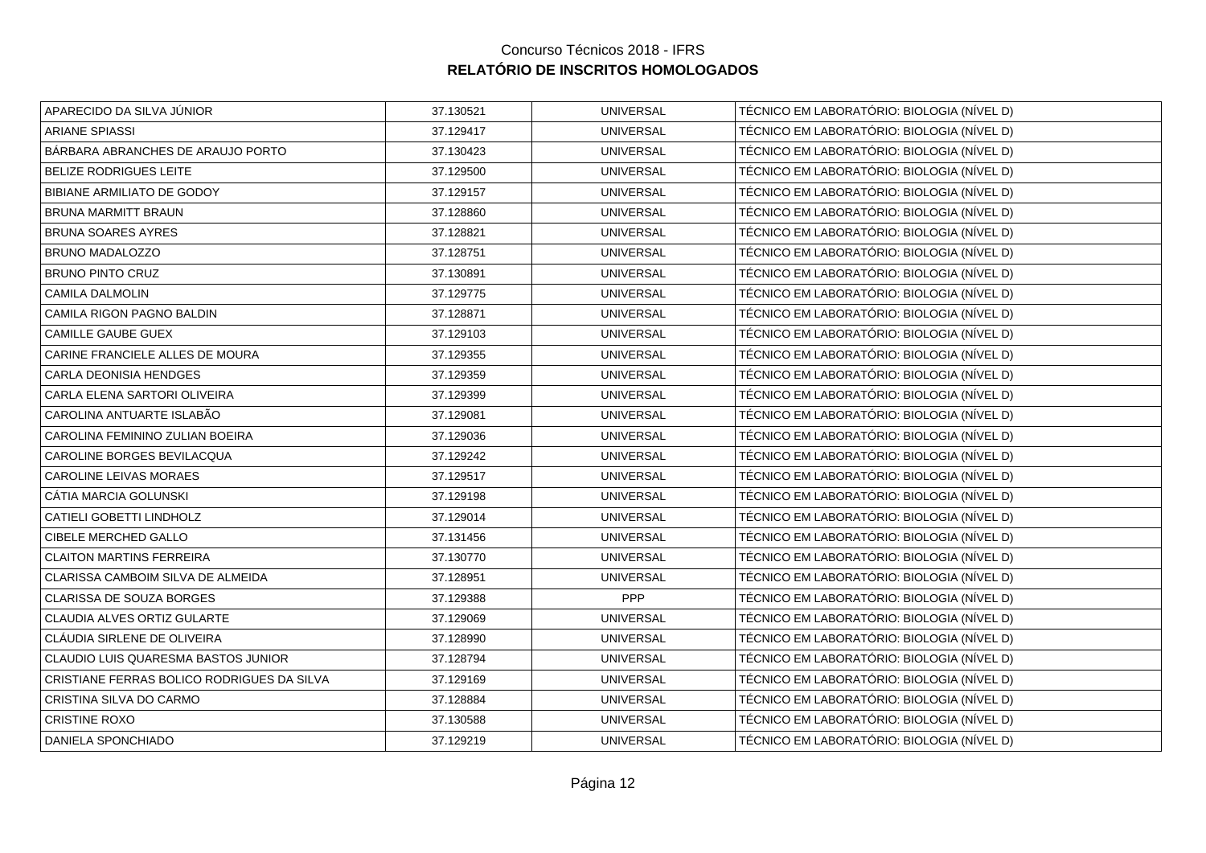Concurso Técnicos 2018 - IFRS

**RELATÓRIO DE INSCRITOS HOMOLOGADOS**

| | | | |
|---|---|---|---|
| APARECIDO DA SILVA JÚNIOR | 37.130521 | UNIVERSAL | TÉCNICO EM LABORATÓRIO: BIOLOGIA (NÍVEL D) |
| ARIANE SPIASSI | 37.129417 | UNIVERSAL | TÉCNICO EM LABORATÓRIO: BIOLOGIA (NÍVEL D) |
| BÁRBARA ABRANCHES DE ARAUJO PORTO | 37.130423 | UNIVERSAL | TÉCNICO EM LABORATÓRIO: BIOLOGIA (NÍVEL D) |
| BELIZE RODRIGUES LEITE | 37.129500 | UNIVERSAL | TÉCNICO EM LABORATÓRIO: BIOLOGIA (NÍVEL D) |
| BIBIANE ARMILIATO DE GODOY | 37.129157 | UNIVERSAL | TÉCNICO EM LABORATÓRIO: BIOLOGIA (NÍVEL D) |
| BRUNA MARMITT BRAUN | 37.128860 | UNIVERSAL | TÉCNICO EM LABORATÓRIO: BIOLOGIA (NÍVEL D) |
| BRUNA SOARES AYRES | 37.128821 | UNIVERSAL | TÉCNICO EM LABORATÓRIO: BIOLOGIA (NÍVEL D) |
| BRUNO MADALOZZO | 37.128751 | UNIVERSAL | TÉCNICO EM LABORATÓRIO: BIOLOGIA (NÍVEL D) |
| BRUNO PINTO CRUZ | 37.130891 | UNIVERSAL | TÉCNICO EM LABORATÓRIO: BIOLOGIA (NÍVEL D) |
| CAMILA DALMOLIN | 37.129775 | UNIVERSAL | TÉCNICO EM LABORATÓRIO: BIOLOGIA (NÍVEL D) |
| CAMILA RIGON PAGNO BALDIN | 37.128871 | UNIVERSAL | TÉCNICO EM LABORATÓRIO: BIOLOGIA (NÍVEL D) |
| CAMILLE GAUBE GUEX | 37.129103 | UNIVERSAL | TÉCNICO EM LABORATÓRIO: BIOLOGIA (NÍVEL D) |
| CARINE FRANCIELE ALLES DE MOURA | 37.129355 | UNIVERSAL | TÉCNICO EM LABORATÓRIO: BIOLOGIA (NÍVEL D) |
| CARLA DEONISIA HENDGES | 37.129359 | UNIVERSAL | TÉCNICO EM LABORATÓRIO: BIOLOGIA (NÍVEL D) |
| CARLA ELENA SARTORI OLIVEIRA | 37.129399 | UNIVERSAL | TÉCNICO EM LABORATÓRIO: BIOLOGIA (NÍVEL D) |
| CAROLINA ANTUARTE ISLABÃO | 37.129081 | UNIVERSAL | TÉCNICO EM LABORATÓRIO: BIOLOGIA (NÍVEL D) |
| CAROLINA FEMININO ZULIAN BOEIRA | 37.129036 | UNIVERSAL | TÉCNICO EM LABORATÓRIO: BIOLOGIA (NÍVEL D) |
| CAROLINE BORGES BEVILACQUA | 37.129242 | UNIVERSAL | TÉCNICO EM LABORATÓRIO: BIOLOGIA (NÍVEL D) |
| CAROLINE LEIVAS MORAES | 37.129517 | UNIVERSAL | TÉCNICO EM LABORATÓRIO: BIOLOGIA (NÍVEL D) |
| CÁTIA MARCIA GOLUNSKI | 37.129198 | UNIVERSAL | TÉCNICO EM LABORATÓRIO: BIOLOGIA (NÍVEL D) |
| CATIELI GOBETTI LINDHOLZ | 37.129014 | UNIVERSAL | TÉCNICO EM LABORATÓRIO: BIOLOGIA (NÍVEL D) |
| CIBELE MERCHED GALLO | 37.131456 | UNIVERSAL | TÉCNICO EM LABORATÓRIO: BIOLOGIA (NÍVEL D) |
| CLAITON MARTINS FERREIRA | 37.130770 | UNIVERSAL | TÉCNICO EM LABORATÓRIO: BIOLOGIA (NÍVEL D) |
| CLARISSA CAMBOIM SILVA DE ALMEIDA | 37.128951 | UNIVERSAL | TÉCNICO EM LABORATÓRIO: BIOLOGIA (NÍVEL D) |
| CLARISSA DE SOUZA BORGES | 37.129388 | PPP | TÉCNICO EM LABORATÓRIO: BIOLOGIA (NÍVEL D) |
| CLAUDIA ALVES ORTIZ GULARTE | 37.129069 | UNIVERSAL | TÉCNICO EM LABORATÓRIO: BIOLOGIA (NÍVEL D) |
| CLÁUDIA SIRLENE DE OLIVEIRA | 37.128990 | UNIVERSAL | TÉCNICO EM LABORATÓRIO: BIOLOGIA (NÍVEL D) |
| CLAUDIO LUIS QUARESMA BASTOS JUNIOR | 37.128794 | UNIVERSAL | TÉCNICO EM LABORATÓRIO: BIOLOGIA (NÍVEL D) |
| CRISTIANE FERRAS BOLICO RODRIGUES DA SILVA | 37.129169 | UNIVERSAL | TÉCNICO EM LABORATÓRIO: BIOLOGIA (NÍVEL D) |
| CRISTINA SILVA DO CARMO | 37.128884 | UNIVERSAL | TÉCNICO EM LABORATÓRIO: BIOLOGIA (NÍVEL D) |
| CRISTINE ROXO | 37.130588 | UNIVERSAL | TÉCNICO EM LABORATÓRIO: BIOLOGIA (NÍVEL D) |
| DANIELA SPONCHIADO | 37.129219 | UNIVERSAL | TÉCNICO EM LABORATÓRIO: BIOLOGIA (NÍVEL D) |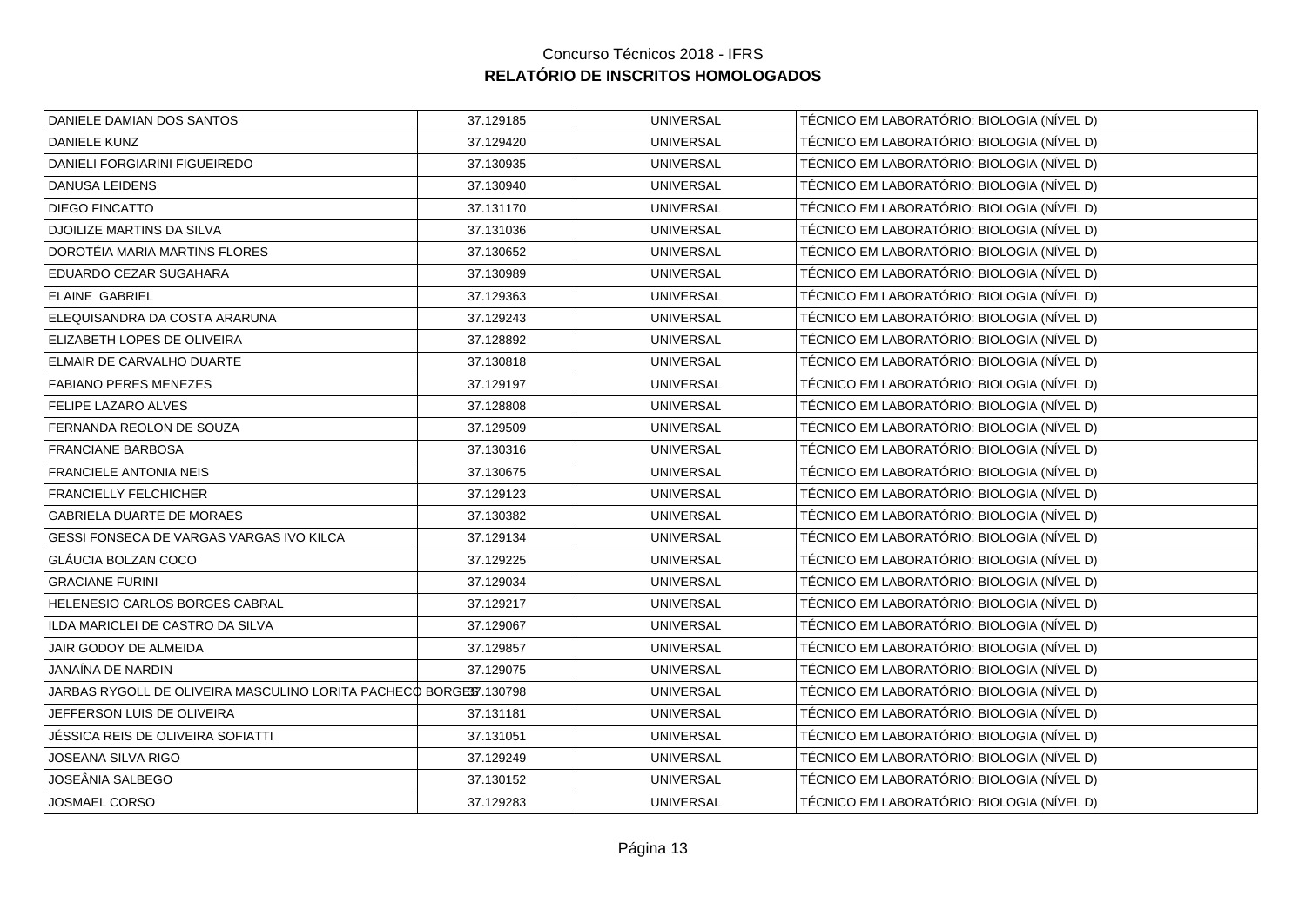Concurso Técnicos 2018 - IFRS

**RELATÓRIO DE INSCRITOS HOMOLOGADOS**

| | | | |
|---|---|---|---|
| DANIELE DAMIAN DOS SANTOS | 37.129185 | UNIVERSAL | TÉCNICO EM LABORATÓRIO: BIOLOGIA (NÍVEL D) |
| DANIELE KUNZ | 37.129420 | UNIVERSAL | TÉCNICO EM LABORATÓRIO: BIOLOGIA (NÍVEL D) |
| DANIELI FORGIARINI FIGUEIREDO | 37.130935 | UNIVERSAL | TÉCNICO EM LABORATÓRIO: BIOLOGIA (NÍVEL D) |
| DANUSA LEIDENS | 37.130940 | UNIVERSAL | TÉCNICO EM LABORATÓRIO: BIOLOGIA (NÍVEL D) |
| DIEGO FINCATTO | 37.131170 | UNIVERSAL | TÉCNICO EM LABORATÓRIO: BIOLOGIA (NÍVEL D) |
| DJOILIZE MARTINS DA SILVA | 37.131036 | UNIVERSAL | TÉCNICO EM LABORATÓRIO: BIOLOGIA (NÍVEL D) |
| DOROTÉIA MARIA MARTINS FLORES | 37.130652 | UNIVERSAL | TÉCNICO EM LABORATÓRIO: BIOLOGIA (NÍVEL D) |
| EDUARDO CEZAR SUGAHARA | 37.130989 | UNIVERSAL | TÉCNICO EM LABORATÓRIO: BIOLOGIA (NÍVEL D) |
| ELAINE GABRIEL | 37.129363 | UNIVERSAL | TÉCNICO EM LABORATÓRIO: BIOLOGIA (NÍVEL D) |
| ELEQUISANDRA DA COSTA ARARUNA | 37.129243 | UNIVERSAL | TÉCNICO EM LABORATÓRIO: BIOLOGIA (NÍVEL D) |
| ELIZABETH LOPES DE OLIVEIRA | 37.128892 | UNIVERSAL | TÉCNICO EM LABORATÓRIO: BIOLOGIA (NÍVEL D) |
| ELMAIR DE CARVALHO DUARTE | 37.130818 | UNIVERSAL | TÉCNICO EM LABORATÓRIO: BIOLOGIA (NÍVEL D) |
| FABIANO PERES MENEZES | 37.129197 | UNIVERSAL | TÉCNICO EM LABORATÓRIO: BIOLOGIA (NÍVEL D) |
| FELIPE LAZARO ALVES | 37.128808 | UNIVERSAL | TÉCNICO EM LABORATÓRIO: BIOLOGIA (NÍVEL D) |
| FERNANDA REOLON DE SOUZA | 37.129509 | UNIVERSAL | TÉCNICO EM LABORATÓRIO: BIOLOGIA (NÍVEL D) |
| FRANCIANE BARBOSA | 37.130316 | UNIVERSAL | TÉCNICO EM LABORATÓRIO: BIOLOGIA (NÍVEL D) |
| FRANCIELE ANTONIA NEIS | 37.130675 | UNIVERSAL | TÉCNICO EM LABORATÓRIO: BIOLOGIA (NÍVEL D) |
| FRANCIELLY FELCHICHER | 37.129123 | UNIVERSAL | TÉCNICO EM LABORATÓRIO: BIOLOGIA (NÍVEL D) |
| GABRIELA DUARTE DE MORAES | 37.130382 | UNIVERSAL | TÉCNICO EM LABORATÓRIO: BIOLOGIA (NÍVEL D) |
| GESSI FONSECA DE VARGAS VARGAS IVO KILCA | 37.129134 | UNIVERSAL | TÉCNICO EM LABORATÓRIO: BIOLOGIA (NÍVEL D) |
| GLÁUCIA BOLZAN COCO | 37.129225 | UNIVERSAL | TÉCNICO EM LABORATÓRIO: BIOLOGIA (NÍVEL D) |
| GRACIANE FURINI | 37.129034 | UNIVERSAL | TÉCNICO EM LABORATÓRIO: BIOLOGIA (NÍVEL D) |
| HELENESIO CARLOS BORGES CABRAL | 37.129217 | UNIVERSAL | TÉCNICO EM LABORATÓRIO: BIOLOGIA (NÍVEL D) |
| ILDA MARICLEI DE CASTRO DA SILVA | 37.129067 | UNIVERSAL | TÉCNICO EM LABORATÓRIO: BIOLOGIA (NÍVEL D) |
| JAIR GODOY DE ALMEIDA | 37.129857 | UNIVERSAL | TÉCNICO EM LABORATÓRIO: BIOLOGIA (NÍVEL D) |
| JANAÍNA DE NARDIN | 37.129075 | UNIVERSAL | TÉCNICO EM LABORATÓRIO: BIOLOGIA (NÍVEL D) |
| JARBAS RYGOLL DE OLIVEIRA MASCULINO LORITA PACHECO BORGES | 37.130798 | UNIVERSAL | TÉCNICO EM LABORATÓRIO: BIOLOGIA (NÍVEL D) |
| JEFFERSON LUIS DE OLIVEIRA | 37.131181 | UNIVERSAL | TÉCNICO EM LABORATÓRIO: BIOLOGIA (NÍVEL D) |
| JÉSSICA REIS DE OLIVEIRA SOFIATTI | 37.131051 | UNIVERSAL | TÉCNICO EM LABORATÓRIO: BIOLOGIA (NÍVEL D) |
| JOSEANA SILVA RIGO | 37.129249 | UNIVERSAL | TÉCNICO EM LABORATÓRIO: BIOLOGIA (NÍVEL D) |
| JOSEÂNIA SALBEGO | 37.130152 | UNIVERSAL | TÉCNICO EM LABORATÓRIO: BIOLOGIA (NÍVEL D) |
| JOSMAEL CORSO | 37.129283 | UNIVERSAL | TÉCNICO EM LABORATÓRIO: BIOLOGIA (NÍVEL D) |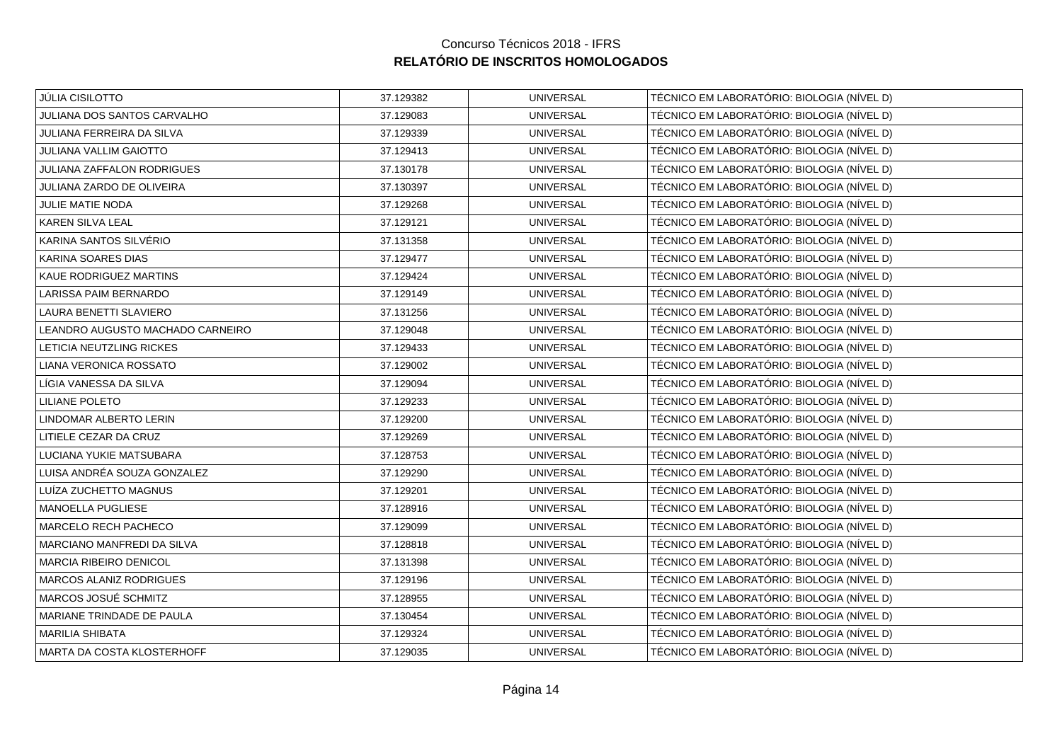Concurso Técnicos 2018 - IFRS

**RELATÓRIO DE INSCRITOS HOMOLOGADOS**

| | | | |
|---|---|---|---|
| JÚLIA CISILOTTO | 37.129382 | UNIVERSAL | TÉCNICO EM LABORATÓRIO: BIOLOGIA (NÍVEL D) |
| JULIANA DOS SANTOS CARVALHO | 37.129083 | UNIVERSAL | TÉCNICO EM LABORATÓRIO: BIOLOGIA (NÍVEL D) |
| JULIANA FERREIRA DA SILVA | 37.129339 | UNIVERSAL | TÉCNICO EM LABORATÓRIO: BIOLOGIA (NÍVEL D) |
| JULIANA VALLIM GAIOTTO | 37.129413 | UNIVERSAL | TÉCNICO EM LABORATÓRIO: BIOLOGIA (NÍVEL D) |
| JULIANA ZAFFALON RODRIGUES | 37.130178 | UNIVERSAL | TÉCNICO EM LABORATÓRIO: BIOLOGIA (NÍVEL D) |
| JULIANA ZARDO DE OLIVEIRA | 37.130397 | UNIVERSAL | TÉCNICO EM LABORATÓRIO: BIOLOGIA (NÍVEL D) |
| JULIE MATIE NODA | 37.129268 | UNIVERSAL | TÉCNICO EM LABORATÓRIO: BIOLOGIA (NÍVEL D) |
| KAREN SILVA LEAL | 37.129121 | UNIVERSAL | TÉCNICO EM LABORATÓRIO: BIOLOGIA (NÍVEL D) |
| KARINA SANTOS SILVÉRIO | 37.131358 | UNIVERSAL | TÉCNICO EM LABORATÓRIO: BIOLOGIA (NÍVEL D) |
| KARINA SOARES DIAS | 37.129477 | UNIVERSAL | TÉCNICO EM LABORATÓRIO: BIOLOGIA (NÍVEL D) |
| KAUE RODRIGUEZ MARTINS | 37.129424 | UNIVERSAL | TÉCNICO EM LABORATÓRIO: BIOLOGIA (NÍVEL D) |
| LARISSA PAIM BERNARDO | 37.129149 | UNIVERSAL | TÉCNICO EM LABORATÓRIO: BIOLOGIA (NÍVEL D) |
| LAURA BENETTI SLAVIERO | 37.131256 | UNIVERSAL | TÉCNICO EM LABORATÓRIO: BIOLOGIA (NÍVEL D) |
| LEANDRO AUGUSTO MACHADO CARNEIRO | 37.129048 | UNIVERSAL | TÉCNICO EM LABORATÓRIO: BIOLOGIA (NÍVEL D) |
| LETICIA NEUTZLING RICKES | 37.129433 | UNIVERSAL | TÉCNICO EM LABORATÓRIO: BIOLOGIA (NÍVEL D) |
| LIANA VERONICA ROSSATO | 37.129002 | UNIVERSAL | TÉCNICO EM LABORATÓRIO: BIOLOGIA (NÍVEL D) |
| LÍGIA VANESSA DA SILVA | 37.129094 | UNIVERSAL | TÉCNICO EM LABORATÓRIO: BIOLOGIA (NÍVEL D) |
| LILIANE POLETO | 37.129233 | UNIVERSAL | TÉCNICO EM LABORATÓRIO: BIOLOGIA (NÍVEL D) |
| LINDOMAR ALBERTO LERIN | 37.129200 | UNIVERSAL | TÉCNICO EM LABORATÓRIO: BIOLOGIA (NÍVEL D) |
| LITIELE CEZAR DA CRUZ | 37.129269 | UNIVERSAL | TÉCNICO EM LABORATÓRIO: BIOLOGIA (NÍVEL D) |
| LUCIANA YUKIE MATSUBARA | 37.128753 | UNIVERSAL | TÉCNICO EM LABORATÓRIO: BIOLOGIA (NÍVEL D) |
| LUISA ANDRÉA SOUZA GONZALEZ | 37.129290 | UNIVERSAL | TÉCNICO EM LABORATÓRIO: BIOLOGIA (NÍVEL D) |
| LUÍZA ZUCHETTO MAGNUS | 37.129201 | UNIVERSAL | TÉCNICO EM LABORATÓRIO: BIOLOGIA (NÍVEL D) |
| MANOELLA PUGLIESE | 37.128916 | UNIVERSAL | TÉCNICO EM LABORATÓRIO: BIOLOGIA (NÍVEL D) |
| MARCELO RECH PACHECO | 37.129099 | UNIVERSAL | TÉCNICO EM LABORATÓRIO: BIOLOGIA (NÍVEL D) |
| MARCIANO MANFREDI DA SILVA | 37.128818 | UNIVERSAL | TÉCNICO EM LABORATÓRIO: BIOLOGIA (NÍVEL D) |
| MARCIA RIBEIRO DENICOL | 37.131398 | UNIVERSAL | TÉCNICO EM LABORATÓRIO: BIOLOGIA (NÍVEL D) |
| MARCOS ALANIZ RODRIGUES | 37.129196 | UNIVERSAL | TÉCNICO EM LABORATÓRIO: BIOLOGIA (NÍVEL D) |
| MARCOS JOSUÉ SCHMITZ | 37.128955 | UNIVERSAL | TÉCNICO EM LABORATÓRIO: BIOLOGIA (NÍVEL D) |
| MARIANE TRINDADE DE PAULA | 37.130454 | UNIVERSAL | TÉCNICO EM LABORATÓRIO: BIOLOGIA (NÍVEL D) |
| MARILIA SHIBATA | 37.129324 | UNIVERSAL | TÉCNICO EM LABORATÓRIO: BIOLOGIA (NÍVEL D) |
| MARTA DA COSTA KLOSTERHOFF | 37.129035 | UNIVERSAL | TÉCNICO EM LABORATÓRIO: BIOLOGIA (NÍVEL D) |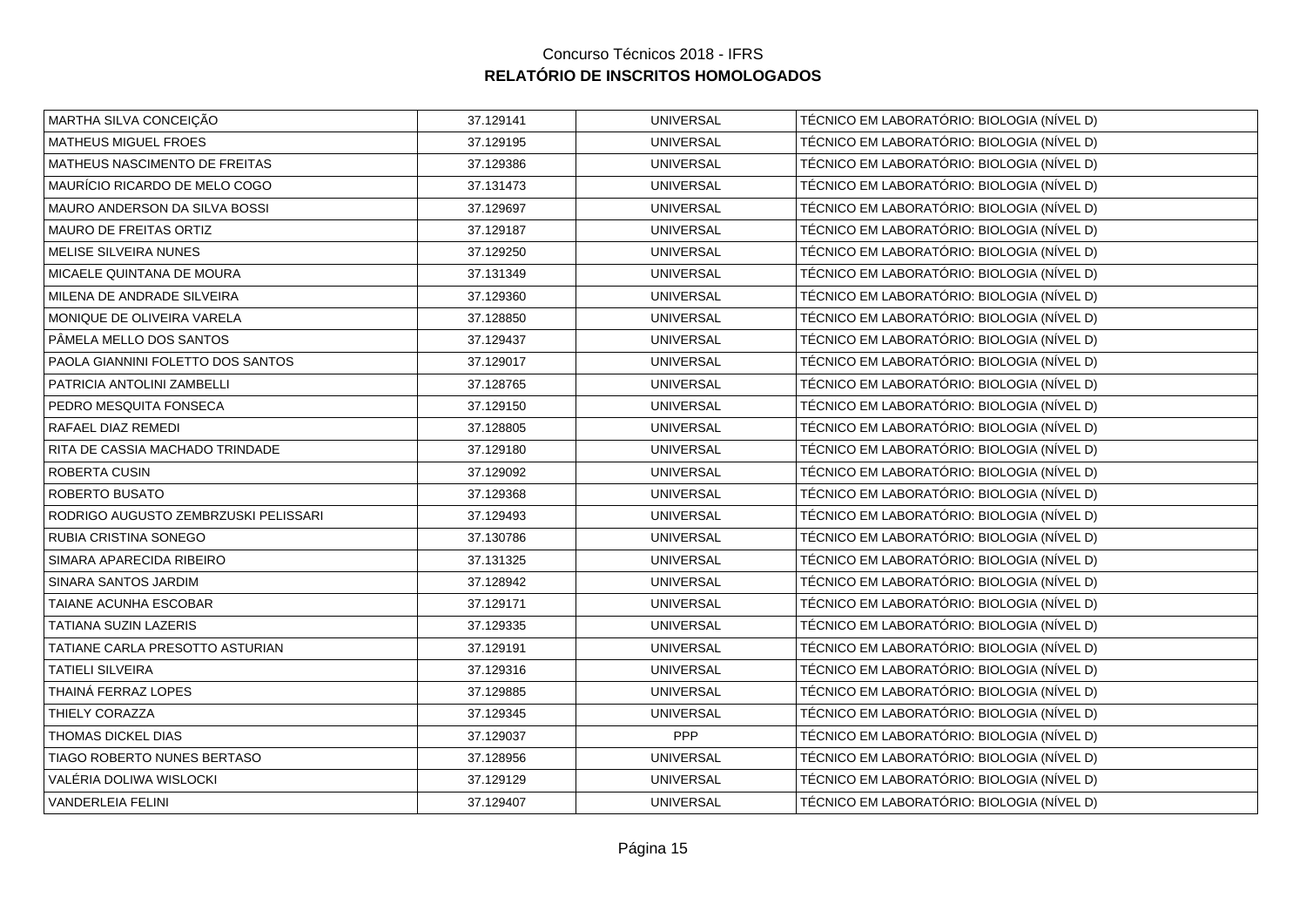Concurso Técnicos 2018 - IFRS

**RELATÓRIO DE INSCRITOS HOMOLOGADOS**

| | | | |
|---|---|---|---|
| MARTHA SILVA CONCEIÇÃO | 37.129141 | UNIVERSAL | TÉCNICO EM LABORATÓRIO: BIOLOGIA (NÍVEL D) |
| MATHEUS MIGUEL FROES | 37.129195 | UNIVERSAL | TÉCNICO EM LABORATÓRIO: BIOLOGIA (NÍVEL D) |
| MATHEUS NASCIMENTO DE FREITAS | 37.129386 | UNIVERSAL | TÉCNICO EM LABORATÓRIO: BIOLOGIA (NÍVEL D) |
| MAURÍCIO RICARDO DE MELO COGO | 37.131473 | UNIVERSAL | TÉCNICO EM LABORATÓRIO: BIOLOGIA (NÍVEL D) |
| MAURO ANDERSON DA SILVA BOSSI | 37.129697 | UNIVERSAL | TÉCNICO EM LABORATÓRIO: BIOLOGIA (NÍVEL D) |
| MAURO DE FREITAS ORTIZ | 37.129187 | UNIVERSAL | TÉCNICO EM LABORATÓRIO: BIOLOGIA (NÍVEL D) |
| MELISE SILVEIRA NUNES | 37.129250 | UNIVERSAL | TÉCNICO EM LABORATÓRIO: BIOLOGIA (NÍVEL D) |
| MICAELE QUINTANA DE MOURA | 37.131349 | UNIVERSAL | TÉCNICO EM LABORATÓRIO: BIOLOGIA (NÍVEL D) |
| MILENA DE ANDRADE SILVEIRA | 37.129360 | UNIVERSAL | TÉCNICO EM LABORATÓRIO: BIOLOGIA (NÍVEL D) |
| MONIQUE DE OLIVEIRA VARELA | 37.128850 | UNIVERSAL | TÉCNICO EM LABORATÓRIO: BIOLOGIA (NÍVEL D) |
| PÂMELA MELLO DOS SANTOS | 37.129437 | UNIVERSAL | TÉCNICO EM LABORATÓRIO: BIOLOGIA (NÍVEL D) |
| PAOLA GIANNINI FOLETTO DOS SANTOS | 37.129017 | UNIVERSAL | TÉCNICO EM LABORATÓRIO: BIOLOGIA (NÍVEL D) |
| PATRICIA ANTOLINI ZAMBELLI | 37.128765 | UNIVERSAL | TÉCNICO EM LABORATÓRIO: BIOLOGIA (NÍVEL D) |
| PEDRO MESQUITA FONSECA | 37.129150 | UNIVERSAL | TÉCNICO EM LABORATÓRIO: BIOLOGIA (NÍVEL D) |
| RAFAEL DIAZ REMEDI | 37.128805 | UNIVERSAL | TÉCNICO EM LABORATÓRIO: BIOLOGIA (NÍVEL D) |
| RITA DE CASSIA MACHADO TRINDADE | 37.129180 | UNIVERSAL | TÉCNICO EM LABORATÓRIO: BIOLOGIA (NÍVEL D) |
| ROBERTA CUSIN | 37.129092 | UNIVERSAL | TÉCNICO EM LABORATÓRIO: BIOLOGIA (NÍVEL D) |
| ROBERTO BUSATO | 37.129368 | UNIVERSAL | TÉCNICO EM LABORATÓRIO: BIOLOGIA (NÍVEL D) |
| RODRIGO AUGUSTO ZEMBRZUSKI PELISSARI | 37.129493 | UNIVERSAL | TÉCNICO EM LABORATÓRIO: BIOLOGIA (NÍVEL D) |
| RUBIA CRISTINA SONEGO | 37.130786 | UNIVERSAL | TÉCNICO EM LABORATÓRIO: BIOLOGIA (NÍVEL D) |
| SIMARA APARECIDA RIBEIRO | 37.131325 | UNIVERSAL | TÉCNICO EM LABORATÓRIO: BIOLOGIA (NÍVEL D) |
| SINARA SANTOS JARDIM | 37.128942 | UNIVERSAL | TÉCNICO EM LABORATÓRIO: BIOLOGIA (NÍVEL D) |
| TAIANE ACUNHA ESCOBAR | 37.129171 | UNIVERSAL | TÉCNICO EM LABORATÓRIO: BIOLOGIA (NÍVEL D) |
| TATIANA SUZIN LAZERIS | 37.129335 | UNIVERSAL | TÉCNICO EM LABORATÓRIO: BIOLOGIA (NÍVEL D) |
| TATIANE CARLA PRESOTTO ASTURIAN | 37.129191 | UNIVERSAL | TÉCNICO EM LABORATÓRIO: BIOLOGIA (NÍVEL D) |
| TATIELI SILVEIRA | 37.129316 | UNIVERSAL | TÉCNICO EM LABORATÓRIO: BIOLOGIA (NÍVEL D) |
| THAINÁ FERRAZ LOPES | 37.129885 | UNIVERSAL | TÉCNICO EM LABORATÓRIO: BIOLOGIA (NÍVEL D) |
| THIELY CORAZZA | 37.129345 | UNIVERSAL | TÉCNICO EM LABORATÓRIO: BIOLOGIA (NÍVEL D) |
| THOMAS DICKEL DIAS | 37.129037 | PPP | TÉCNICO EM LABORATÓRIO: BIOLOGIA (NÍVEL D) |
| TIAGO ROBERTO NUNES BERTASO | 37.128956 | UNIVERSAL | TÉCNICO EM LABORATÓRIO: BIOLOGIA (NÍVEL D) |
| VALÉRIA DOLIWA WISLOCKI | 37.129129 | UNIVERSAL | TÉCNICO EM LABORATÓRIO: BIOLOGIA (NÍVEL D) |
| VANDERLEIA FELINI | 37.129407 | UNIVERSAL | TÉCNICO EM LABORATÓRIO: BIOLOGIA (NÍVEL D) |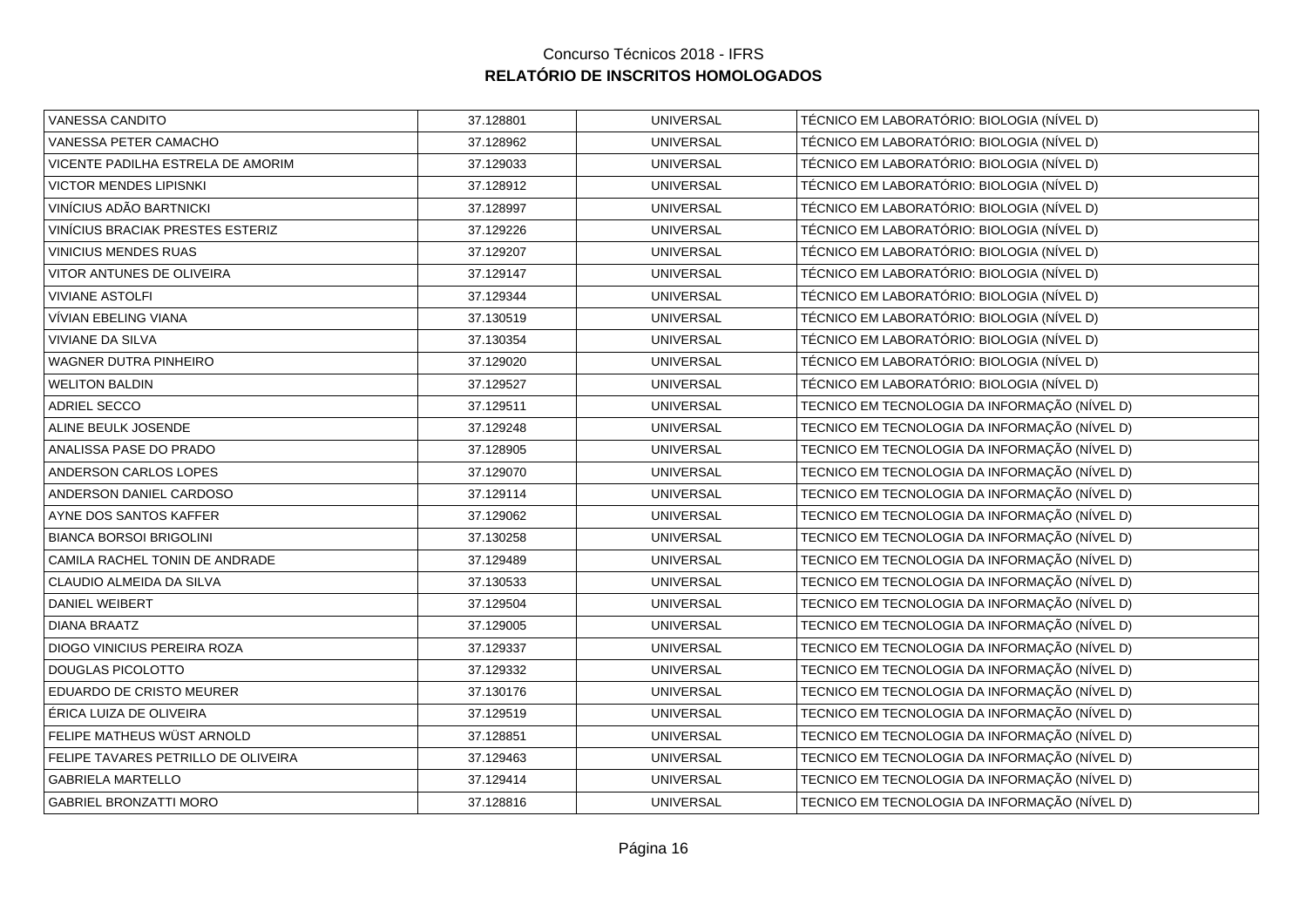Concurso Técnicos 2018 - IFRS

**RELATÓRIO DE INSCRITOS HOMOLOGADOS**

| | | | |
|---|---|---|---|
| VANESSA CANDITO | 37.128801 | UNIVERSAL | TÉCNICO EM LABORATÓRIO: BIOLOGIA (NÍVEL D) |
| VANESSA PETER CAMACHO | 37.128962 | UNIVERSAL | TÉCNICO EM LABORATÓRIO: BIOLOGIA (NÍVEL D) |
| VICENTE PADILHA ESTRELA DE AMORIM | 37.129033 | UNIVERSAL | TÉCNICO EM LABORATÓRIO: BIOLOGIA (NÍVEL D) |
| VICTOR MENDES LIPISNKI | 37.128912 | UNIVERSAL | TÉCNICO EM LABORATÓRIO: BIOLOGIA (NÍVEL D) |
| VINÍCIUS ADÃO BARTNICKI | 37.128997 | UNIVERSAL | TÉCNICO EM LABORATÓRIO: BIOLOGIA (NÍVEL D) |
| VINÍCIUS BRACIAK PRESTES ESTERIZ | 37.129226 | UNIVERSAL | TÉCNICO EM LABORATÓRIO: BIOLOGIA (NÍVEL D) |
| VINICIUS MENDES RUAS | 37.129207 | UNIVERSAL | TÉCNICO EM LABORATÓRIO: BIOLOGIA (NÍVEL D) |
| VITOR ANTUNES DE OLIVEIRA | 37.129147 | UNIVERSAL | TÉCNICO EM LABORATÓRIO: BIOLOGIA (NÍVEL D) |
| VIVIANE ASTOLFI | 37.129344 | UNIVERSAL | TÉCNICO EM LABORATÓRIO: BIOLOGIA (NÍVEL D) |
| VÍVIAN EBELING VIANA | 37.130519 | UNIVERSAL | TÉCNICO EM LABORATÓRIO: BIOLOGIA (NÍVEL D) |
| VIVIANE DA SILVA | 37.130354 | UNIVERSAL | TÉCNICO EM LABORATÓRIO: BIOLOGIA (NÍVEL D) |
| WAGNER DUTRA PINHEIRO | 37.129020 | UNIVERSAL | TÉCNICO EM LABORATÓRIO: BIOLOGIA (NÍVEL D) |
| WELITON BALDIN | 37.129527 | UNIVERSAL | TÉCNICO EM LABORATÓRIO: BIOLOGIA (NÍVEL D) |
| ADRIEL SECCO | 37.129511 | UNIVERSAL | TECNICO EM TECNOLOGIA DA INFORMAÇÃO (NÍVEL D) |
| ALINE BEULK JOSENDE | 37.129248 | UNIVERSAL | TECNICO EM TECNOLOGIA DA INFORMAÇÃO (NÍVEL D) |
| ANALISSA PASE DO PRADO | 37.128905 | UNIVERSAL | TECNICO EM TECNOLOGIA DA INFORMAÇÃO (NÍVEL D) |
| ANDERSON CARLOS LOPES | 37.129070 | UNIVERSAL | TECNICO EM TECNOLOGIA DA INFORMAÇÃO (NÍVEL D) |
| ANDERSON DANIEL CARDOSO | 37.129114 | UNIVERSAL | TECNICO EM TECNOLOGIA DA INFORMAÇÃO (NÍVEL D) |
| AYNE DOS SANTOS KAFFER | 37.129062 | UNIVERSAL | TECNICO EM TECNOLOGIA DA INFORMAÇÃO (NÍVEL D) |
| BIANCA BORSOI BRIGOLINI | 37.130258 | UNIVERSAL | TECNICO EM TECNOLOGIA DA INFORMAÇÃO (NÍVEL D) |
| CAMILA RACHEL TONIN DE ANDRADE | 37.129489 | UNIVERSAL | TECNICO EM TECNOLOGIA DA INFORMAÇÃO (NÍVEL D) |
| CLAUDIO ALMEIDA DA SILVA | 37.130533 | UNIVERSAL | TECNICO EM TECNOLOGIA DA INFORMAÇÃO (NÍVEL D) |
| DANIEL WEIBERT | 37.129504 | UNIVERSAL | TECNICO EM TECNOLOGIA DA INFORMAÇÃO (NÍVEL D) |
| DIANA BRAATZ | 37.129005 | UNIVERSAL | TECNICO EM TECNOLOGIA DA INFORMAÇÃO (NÍVEL D) |
| DIOGO VINICIUS PEREIRA ROZA | 37.129337 | UNIVERSAL | TECNICO EM TECNOLOGIA DA INFORMAÇÃO (NÍVEL D) |
| DOUGLAS PICOLOTTO | 37.129332 | UNIVERSAL | TECNICO EM TECNOLOGIA DA INFORMAÇÃO (NÍVEL D) |
| EDUARDO DE CRISTO MEURER | 37.130176 | UNIVERSAL | TECNICO EM TECNOLOGIA DA INFORMAÇÃO (NÍVEL D) |
| ÉRICA LUIZA DE OLIVEIRA | 37.129519 | UNIVERSAL | TECNICO EM TECNOLOGIA DA INFORMAÇÃO (NÍVEL D) |
| FELIPE MATHEUS WÜST ARNOLD | 37.128851 | UNIVERSAL | TECNICO EM TECNOLOGIA DA INFORMAÇÃO (NÍVEL D) |
| FELIPE TAVARES PETRILLO DE OLIVEIRA | 37.129463 | UNIVERSAL | TECNICO EM TECNOLOGIA DA INFORMAÇÃO (NÍVEL D) |
| GABRIELA MARTELLO | 37.129414 | UNIVERSAL | TECNICO EM TECNOLOGIA DA INFORMAÇÃO (NÍVEL D) |
| GABRIEL BRONZATTI MORO | 37.128816 | UNIVERSAL | TECNICO EM TECNOLOGIA DA INFORMAÇÃO (NÍVEL D) |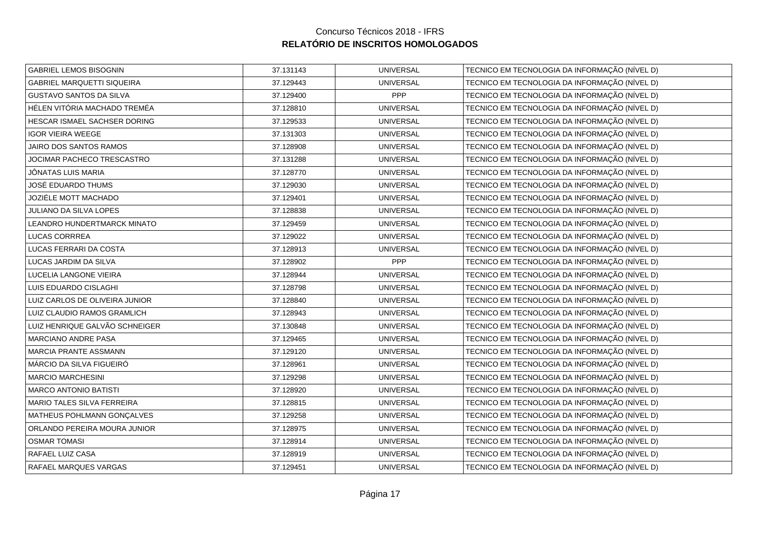Concurso Técnicos 2018 - IFRS

**RELATÓRIO DE INSCRITOS HOMOLOGADOS**

| | | | |
|---|---|---|---|
| GABRIEL LEMOS BISOGNIN | 37.131143 | UNIVERSAL | TECNICO EM TECNOLOGIA DA INFORMAÇÃO (NÍVEL D) |
| GABRIEL MARQUETTI SIQUEIRA | 37.129443 | UNIVERSAL | TECNICO EM TECNOLOGIA DA INFORMAÇÃO (NÍVEL D) |
| GUSTAVO SANTOS DA SILVA | 37.129400 | PPP | TECNICO EM TECNOLOGIA DA INFORMAÇÃO (NÍVEL D) |
| HÉLEN VITÓRIA MACHADO TREMÉA | 37.128810 | UNIVERSAL | TECNICO EM TECNOLOGIA DA INFORMAÇÃO (NÍVEL D) |
| HESCAR ISMAEL SACHSER DORING | 37.129533 | UNIVERSAL | TECNICO EM TECNOLOGIA DA INFORMAÇÃO (NÍVEL D) |
| IGOR VIEIRA WEEGE | 37.131303 | UNIVERSAL | TECNICO EM TECNOLOGIA DA INFORMAÇÃO (NÍVEL D) |
| JAIRO DOS SANTOS RAMOS | 37.128908 | UNIVERSAL | TECNICO EM TECNOLOGIA DA INFORMAÇÃO (NÍVEL D) |
| JOCIMAR PACHECO TRESCASTRO | 37.131288 | UNIVERSAL | TECNICO EM TECNOLOGIA DA INFORMAÇÃO (NÍVEL D) |
| JÔNATAS LUIS MARIA | 37.128770 | UNIVERSAL | TECNICO EM TECNOLOGIA DA INFORMAÇÃO (NÍVEL D) |
| JOSÉ EDUARDO THUMS | 37.129030 | UNIVERSAL | TECNICO EM TECNOLOGIA DA INFORMAÇÃO (NÍVEL D) |
| JOZIÉLE MOTT MACHADO | 37.129401 | UNIVERSAL | TECNICO EM TECNOLOGIA DA INFORMAÇÃO (NÍVEL D) |
| JULIANO DA SILVA LOPES | 37.128838 | UNIVERSAL | TECNICO EM TECNOLOGIA DA INFORMAÇÃO (NÍVEL D) |
| LEANDRO HUNDERTMARCK MINATO | 37.129459 | UNIVERSAL | TECNICO EM TECNOLOGIA DA INFORMAÇÃO (NÍVEL D) |
| LUCAS CORRREA | 37.129022 | UNIVERSAL | TECNICO EM TECNOLOGIA DA INFORMAÇÃO (NÍVEL D) |
| LUCAS FERRARI DA COSTA | 37.128913 | UNIVERSAL | TECNICO EM TECNOLOGIA DA INFORMAÇÃO (NÍVEL D) |
| LUCAS JARDIM DA SILVA | 37.128902 | PPP | TECNICO EM TECNOLOGIA DA INFORMAÇÃO (NÍVEL D) |
| LUCELIA LANGONE VIEIRA | 37.128944 | UNIVERSAL | TECNICO EM TECNOLOGIA DA INFORMAÇÃO (NÍVEL D) |
| LUIS EDUARDO CISLAGHI | 37.128798 | UNIVERSAL | TECNICO EM TECNOLOGIA DA INFORMAÇÃO (NÍVEL D) |
| LUIZ CARLOS DE OLIVEIRA JUNIOR | 37.128840 | UNIVERSAL | TECNICO EM TECNOLOGIA DA INFORMAÇÃO (NÍVEL D) |
| LUIZ CLAUDIO RAMOS GRAMLICH | 37.128943 | UNIVERSAL | TECNICO EM TECNOLOGIA DA INFORMAÇÃO (NÍVEL D) |
| LUIZ HENRIQUE GALVÃO SCHNEIGER | 37.130848 | UNIVERSAL | TECNICO EM TECNOLOGIA DA INFORMAÇÃO (NÍVEL D) |
| MARCIANO ANDRE PASA | 37.129465 | UNIVERSAL | TECNICO EM TECNOLOGIA DA INFORMAÇÃO (NÍVEL D) |
| MARCIA PRANTE ASSMANN | 37.129120 | UNIVERSAL | TECNICO EM TECNOLOGIA DA INFORMAÇÃO (NÍVEL D) |
| MÁRCIO DA SILVA FIGUEIRÓ | 37.128961 | UNIVERSAL | TECNICO EM TECNOLOGIA DA INFORMAÇÃO (NÍVEL D) |
| MARCIO MARCHESINI | 37.129298 | UNIVERSAL | TECNICO EM TECNOLOGIA DA INFORMAÇÃO (NÍVEL D) |
| MARCO ANTONIO BATISTI | 37.128920 | UNIVERSAL | TECNICO EM TECNOLOGIA DA INFORMAÇÃO (NÍVEL D) |
| MARIO TALES SILVA FERREIRA | 37.128815 | UNIVERSAL | TECNICO EM TECNOLOGIA DA INFORMAÇÃO (NÍVEL D) |
| MATHEUS POHLMANN GONÇALVES | 37.129258 | UNIVERSAL | TECNICO EM TECNOLOGIA DA INFORMAÇÃO (NÍVEL D) |
| ORLANDO PEREIRA MOURA JUNIOR | 37.128975 | UNIVERSAL | TECNICO EM TECNOLOGIA DA INFORMAÇÃO (NÍVEL D) |
| OSMAR TOMASI | 37.128914 | UNIVERSAL | TECNICO EM TECNOLOGIA DA INFORMAÇÃO (NÍVEL D) |
| RAFAEL LUIZ CASA | 37.128919 | UNIVERSAL | TECNICO EM TECNOLOGIA DA INFORMAÇÃO (NÍVEL D) |
| RAFAEL MARQUES VARGAS | 37.129451 | UNIVERSAL | TECNICO EM TECNOLOGIA DA INFORMAÇÃO (NÍVEL D) |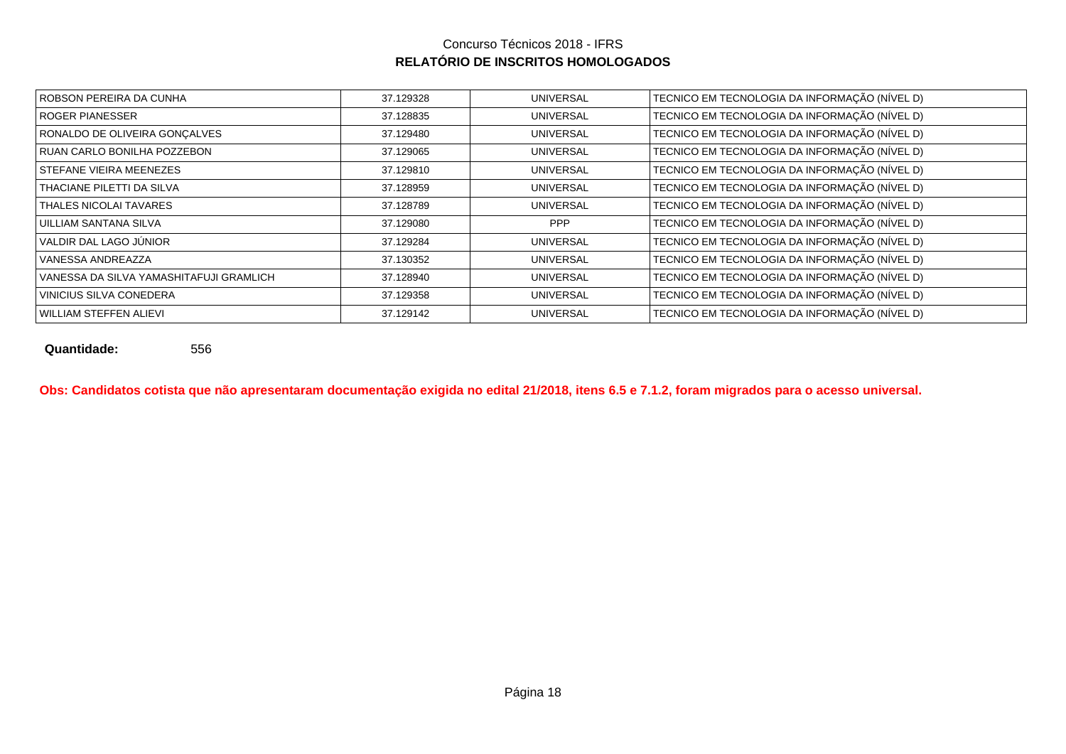Concurso Técnicos 2018 - IFRS

**RELATÓRIO DE INSCRITOS HOMOLOGADOS**

| | | | |
|---|---|---|---|
| ROBSON PEREIRA DA CUNHA | 37.129328 | UNIVERSAL | TECNICO EM TECNOLOGIA DA INFORMAÇÃO (NÍVEL D) |
| ROGER PIANESSER | 37.128835 | UNIVERSAL | TECNICO EM TECNOLOGIA DA INFORMAÇÃO (NÍVEL D) |
| RONALDO DE OLIVEIRA GONÇALVES | 37.129480 | UNIVERSAL | TECNICO EM TECNOLOGIA DA INFORMAÇÃO (NÍVEL D) |
| RUAN CARLO BONILHA POZZEBON | 37.129065 | UNIVERSAL | TECNICO EM TECNOLOGIA DA INFORMAÇÃO (NÍVEL D) |
| STEFANE VIEIRA MEENEZES | 37.129810 | UNIVERSAL | TECNICO EM TECNOLOGIA DA INFORMAÇÃO (NÍVEL D) |
| THACIANE PILETTI DA SILVA | 37.128959 | UNIVERSAL | TECNICO EM TECNOLOGIA DA INFORMAÇÃO (NÍVEL D) |
| THALES NICOLAI TAVARES | 37.128789 | UNIVERSAL | TECNICO EM TECNOLOGIA DA INFORMAÇÃO (NÍVEL D) |
| UILLIAM SANTANA SILVA | 37.129080 | PPP | TECNICO EM TECNOLOGIA DA INFORMAÇÃO (NÍVEL D) |
| VALDIR DAL LAGO JÚNIOR | 37.129284 | UNIVERSAL | TECNICO EM TECNOLOGIA DA INFORMAÇÃO (NÍVEL D) |
| VANESSA ANDREAZZA | 37.130352 | UNIVERSAL | TECNICO EM TECNOLOGIA DA INFORMAÇÃO (NÍVEL D) |
| VANESSA DA SILVA YAMASHITAFUJI GRAMLICH | 37.128940 | UNIVERSAL | TECNICO EM TECNOLOGIA DA INFORMAÇÃO (NÍVEL D) |
| VINICIUS SILVA CONEDERA | 37.129358 | UNIVERSAL | TECNICO EM TECNOLOGIA DA INFORMAÇÃO (NÍVEL D) |
| WILLIAM STEFFEN ALIEVI | 37.129142 | UNIVERSAL | TECNICO EM TECNOLOGIA DA INFORMAÇÃO (NÍVEL D) |

**Quantidade:** 556

**Obs: Candidatos cotista que não apresentaram documentação exigida no edital 21/2018, itens 6.5 e 7.1.2, foram migrados para o acesso universal.**